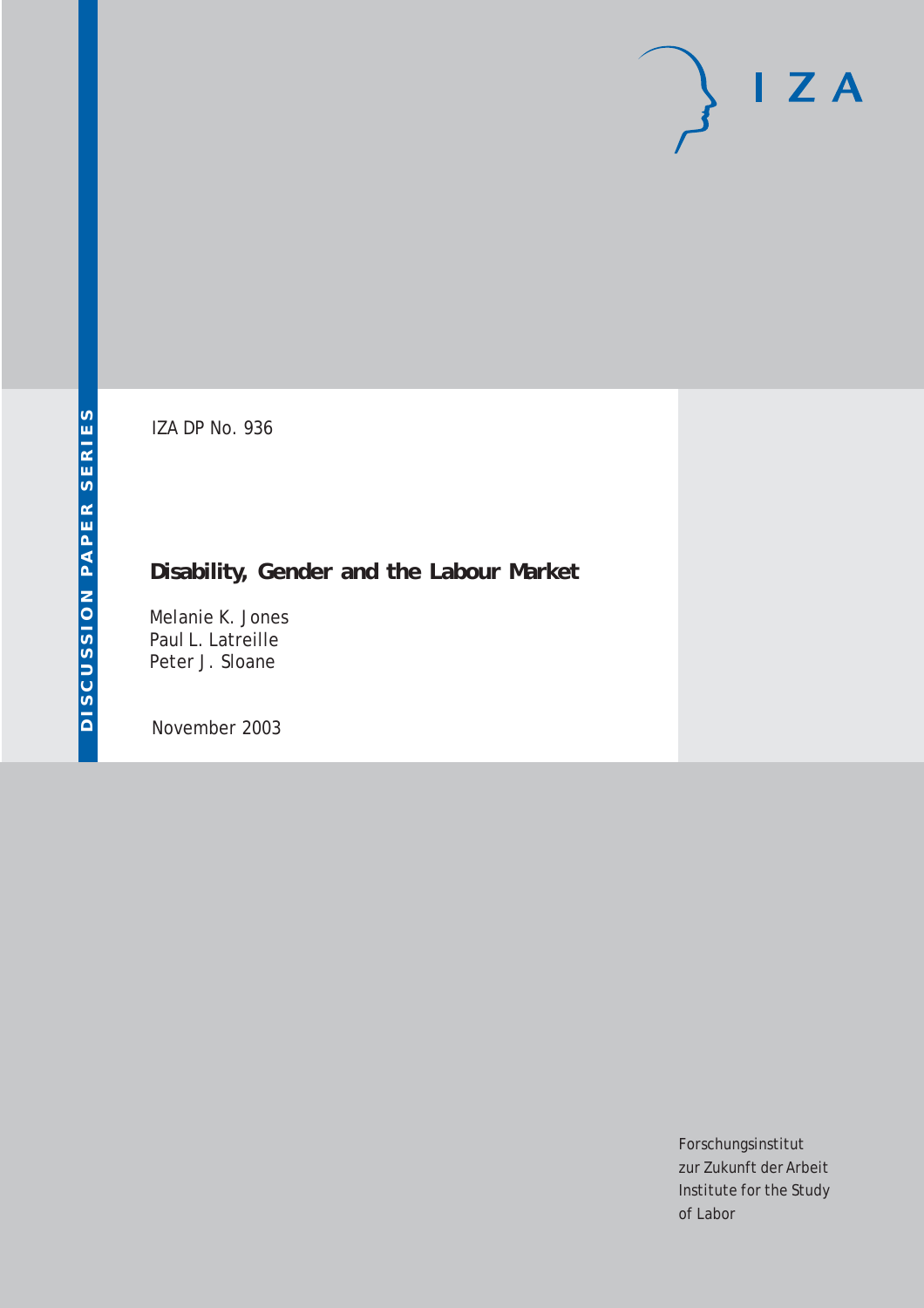IZA DP No. 936

# Disability, Gender and the Labour Market

Melanie K. Jones
Paul L. Latreille
Peter J. Sloane

November 2003

DISCUSSION PAPER SERIES

I Z A

Forschungsinstitut
zur Zukunft der Arbeit
Institute for the Study
of Labor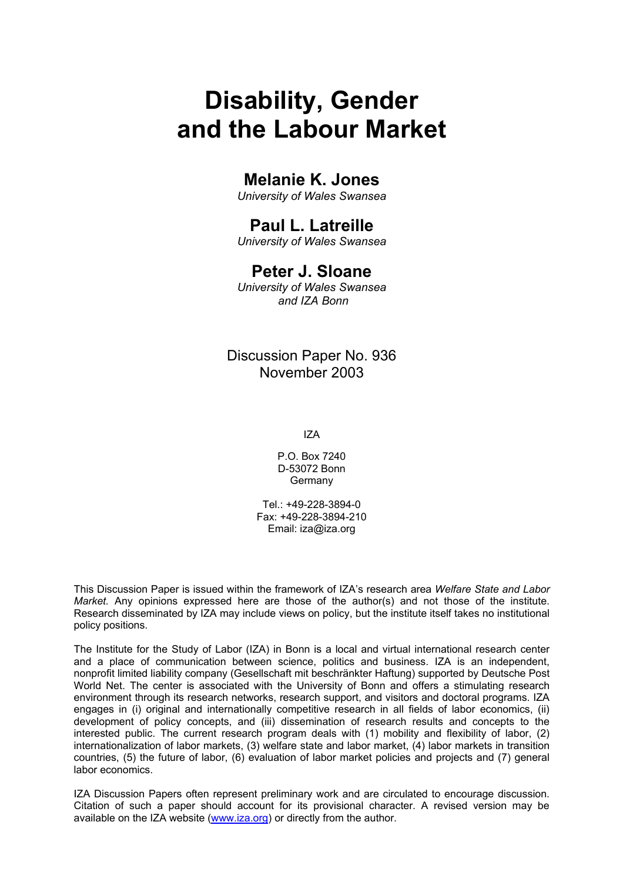# Disability, Gender and the Labour Market

## Melanie K. Jones

*University of Wales Swansea*

## Paul L. Latreille

*University of Wales Swansea*

## Peter J. Sloane

*University of Wales Swansea and IZA Bonn*

Discussion Paper No. 936
November 2003

IZA

P.O. Box 7240
D-53072 Bonn
Germany

Tel.: +49-228-3894-0
Fax: +49-228-3894-210
Email: iza@iza.org

This Discussion Paper is issued within the framework of IZA's research area *Welfare State and Labor Market.* Any opinions expressed here are those of the author(s) and not those of the institute. Research disseminated by IZA may include views on policy, but the institute itself takes no institutional policy positions.

The Institute for the Study of Labor (IZA) in Bonn is a local and virtual international research center and a place of communication between science, politics and business. IZA is an independent, nonprofit limited liability company (Gesellschaft mit beschränkter Haftung) supported by Deutsche Post World Net. The center is associated with the University of Bonn and offers a stimulating research environment through its research networks, research support, and visitors and doctoral programs. IZA engages in (i) original and internationally competitive research in all fields of labor economics, (ii) development of policy concepts, and (iii) dissemination of research results and concepts to the interested public. The current research program deals with (1) mobility and flexibility of labor, (2) internationalization of labor markets, (3) welfare state and labor market, (4) labor markets in transition countries, (5) the future of labor, (6) evaluation of labor market policies and projects and (7) general labor economics.

IZA Discussion Papers often represent preliminary work and are circulated to encourage discussion. Citation of such a paper should account for its provisional character. A revised version may be available on the IZA website (www.iza.org) or directly from the author.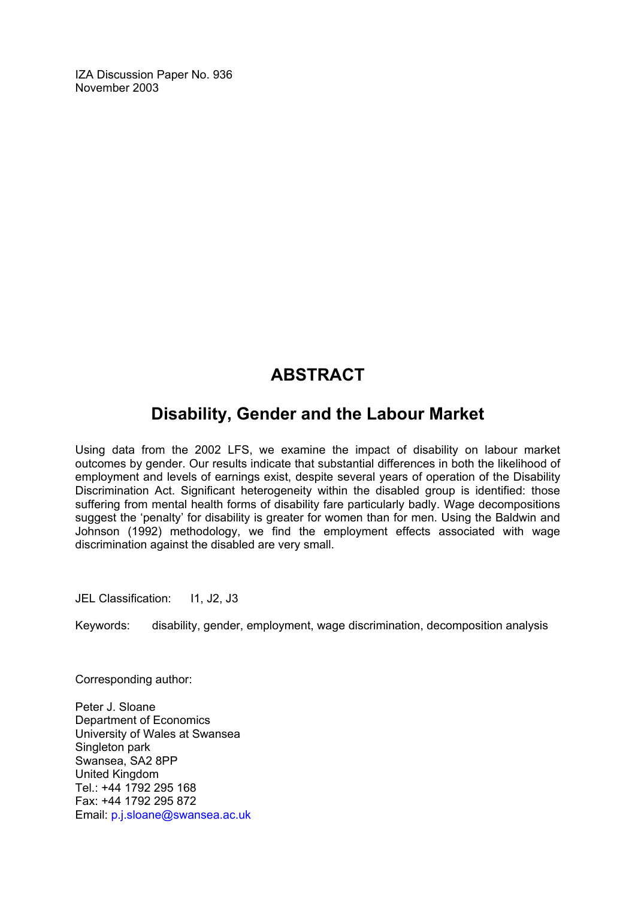IZA Discussion Paper No. 936
November 2003

# ABSTRACT

## Disability, Gender and the Labour Market

Using data from the 2002 LFS, we examine the impact of disability on labour market outcomes by gender. Our results indicate that substantial differences in both the likelihood of employment and levels of earnings exist, despite several years of operation of the Disability Discrimination Act. Significant heterogeneity within the disabled group is identified: those suffering from mental health forms of disability fare particularly badly. Wage decompositions suggest the 'penalty' for disability is greater for women than for men. Using the Baldwin and Johnson (1992) methodology, we find the employment effects associated with wage discrimination against the disabled are very small.

JEL Classification: I1, J2, J3

Keywords: disability, gender, employment, wage discrimination, decomposition analysis

Corresponding author:

Peter J. Sloane
Department of Economics
University of Wales at Swansea
Singleton park
Swansea, SA2 8PP
United Kingdom
Tel.: +44 1792 295 168
Fax: +44 1792 295 872
Email: p.j.sloane@swansea.ac.uk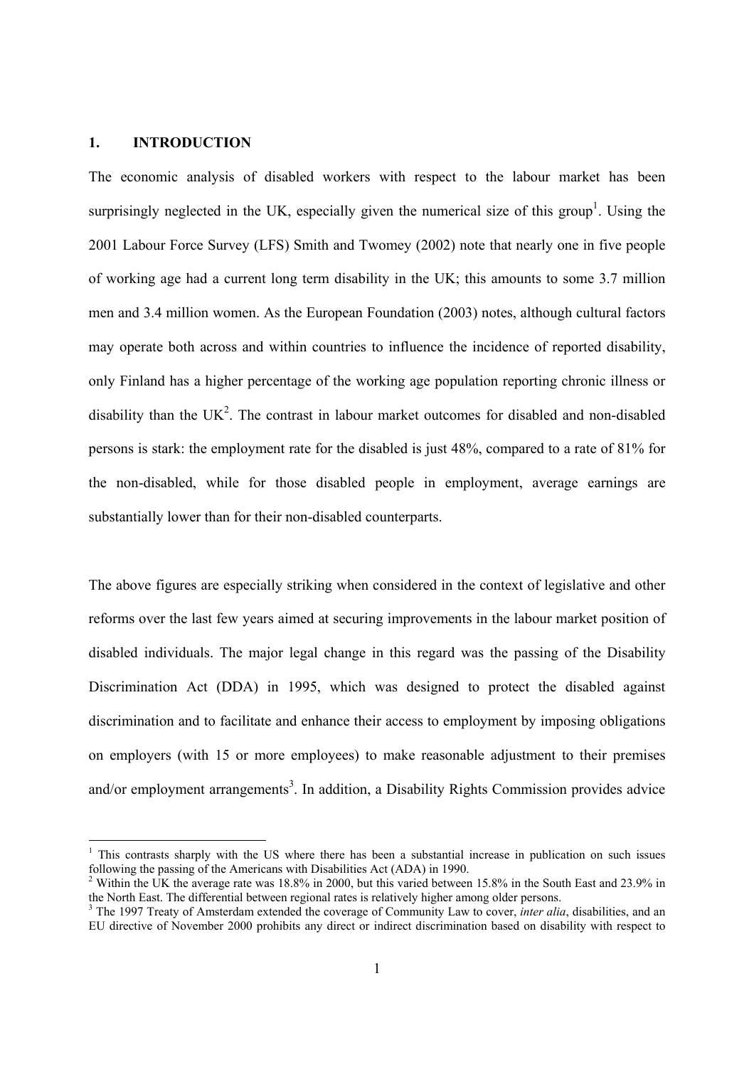## 1. INTRODUCTION

The economic analysis of disabled workers with respect to the labour market has been surprisingly neglected in the UK, especially given the numerical size of this group[1]. Using the 2001 Labour Force Survey (LFS) Smith and Twomey (2002) note that nearly one in five people of working age had a current long term disability in the UK; this amounts to some 3.7 million men and 3.4 million women. As the European Foundation (2003) notes, although cultural factors may operate both across and within countries to influence the incidence of reported disability, only Finland has a higher percentage of the working age population reporting chronic illness or disability than the UK[2]. The contrast in labour market outcomes for disabled and non-disabled persons is stark: the employment rate for the disabled is just 48%, compared to a rate of 81% for the non-disabled, while for those disabled people in employment, average earnings are substantially lower than for their non-disabled counterparts.

The above figures are especially striking when considered in the context of legislative and other reforms over the last few years aimed at securing improvements in the labour market position of disabled individuals. The major legal change in this regard was the passing of the Disability Discrimination Act (DDA) in 1995, which was designed to protect the disabled against discrimination and to facilitate and enhance their access to employment by imposing obligations on employers (with 15 or more employees) to make reasonable adjustment to their premises and/or employment arrangements[3]. In addition, a Disability Rights Commission provides advice

---

[1] This contrasts sharply with the US where there has been a substantial increase in publication on such issues following the passing of the Americans with Disabilities Act (ADA) in 1990.

[2] Within the UK the average rate was 18.8% in 2000, but this varied between 15.8% in the South East and 23.9% in the North East. The differential between regional rates is relatively higher among older persons.

[3] The 1997 Treaty of Amsterdam extended the coverage of Community Law to cover, *inter alia*, disabilities, and an EU directive of November 2000 prohibits any direct or indirect discrimination based on disability with respect to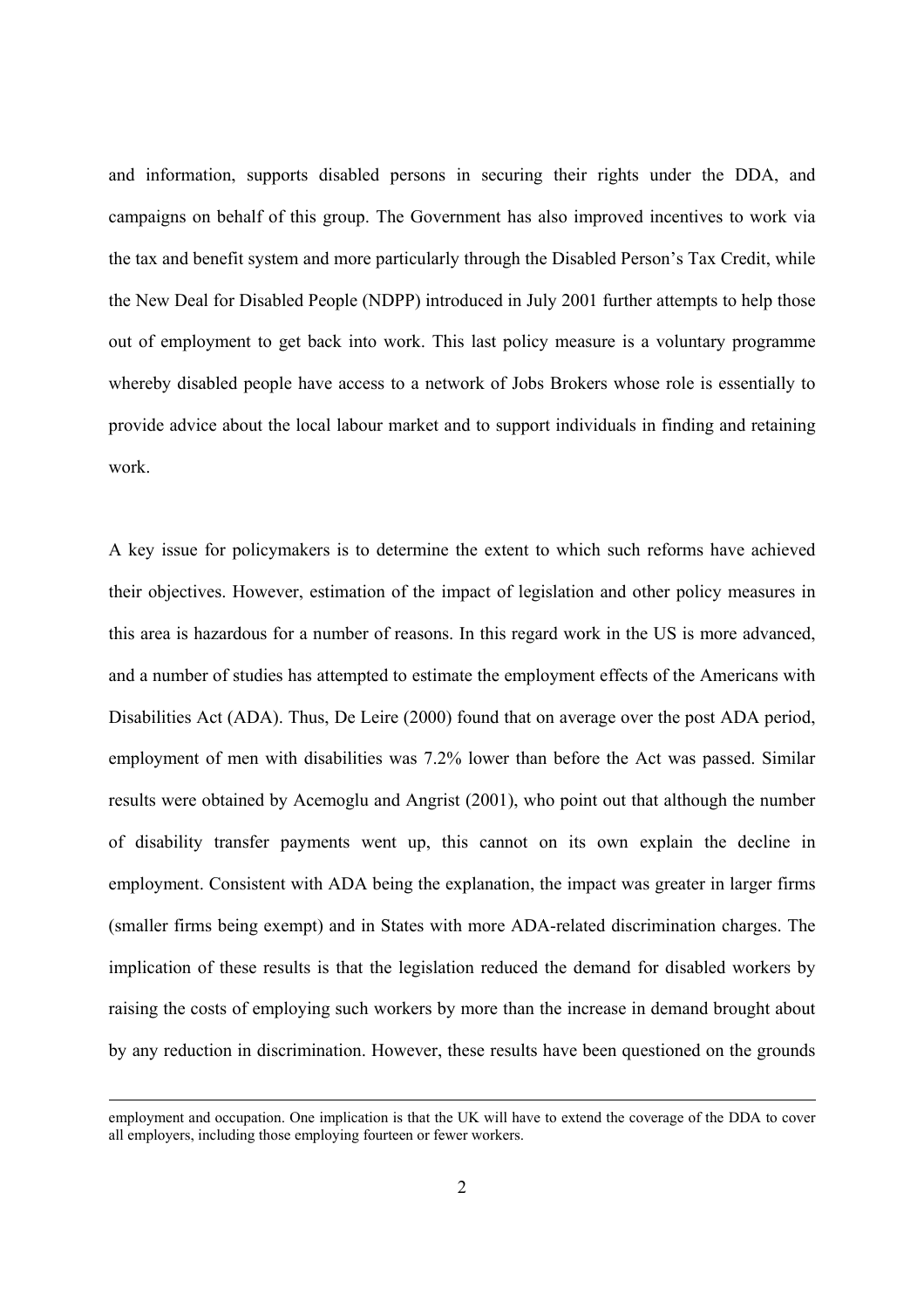and information, supports disabled persons in securing their rights under the DDA, and campaigns on behalf of this group. The Government has also improved incentives to work via the tax and benefit system and more particularly through the Disabled Person's Tax Credit, while the New Deal for Disabled People (NDPP) introduced in July 2001 further attempts to help those out of employment to get back into work. This last policy measure is a voluntary programme whereby disabled people have access to a network of Jobs Brokers whose role is essentially to provide advice about the local labour market and to support individuals in finding and retaining work.

A key issue for policymakers is to determine the extent to which such reforms have achieved their objectives. However, estimation of the impact of legislation and other policy measures in this area is hazardous for a number of reasons. In this regard work in the US is more advanced, and a number of studies has attempted to estimate the employment effects of the Americans with Disabilities Act (ADA). Thus, De Leire (2000) found that on average over the post ADA period, employment of men with disabilities was 7.2% lower than before the Act was passed. Similar results were obtained by Acemoglu and Angrist (2001), who point out that although the number of disability transfer payments went up, this cannot on its own explain the decline in employment. Consistent with ADA being the explanation, the impact was greater in larger firms (smaller firms being exempt) and in States with more ADA-related discrimination charges. The implication of these results is that the legislation reduced the demand for disabled workers by raising the costs of employing such workers by more than the increase in demand brought about by any reduction in discrimination. However, these results have been questioned on the grounds

employment and occupation. One implication is that the UK will have to extend the coverage of the DDA to cover all employers, including those employing fourteen or fewer workers.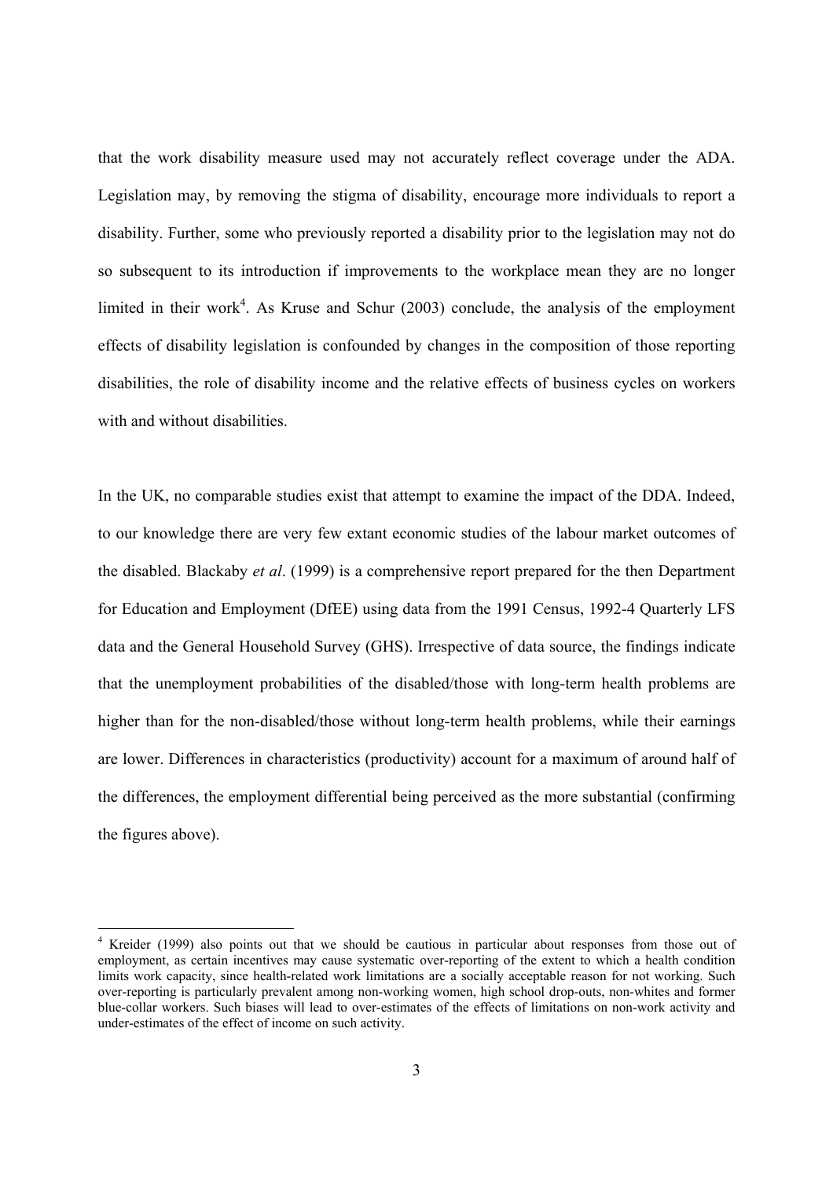that the work disability measure used may not accurately reflect coverage under the ADA. Legislation may, by removing the stigma of disability, encourage more individuals to report a disability. Further, some who previously reported a disability prior to the legislation may not do so subsequent to its introduction if improvements to the workplace mean they are no longer limited in their work[4]. As Kruse and Schur (2003) conclude, the analysis of the employment effects of disability legislation is confounded by changes in the composition of those reporting disabilities, the role of disability income and the relative effects of business cycles on workers with and without disabilities.

In the UK, no comparable studies exist that attempt to examine the impact of the DDA. Indeed, to our knowledge there are very few extant economic studies of the labour market outcomes of the disabled. Blackaby *et al*. (1999) is a comprehensive report prepared for the then Department for Education and Employment (DfEE) using data from the 1991 Census, 1992-4 Quarterly LFS data and the General Household Survey (GHS). Irrespective of data source, the findings indicate that the unemployment probabilities of the disabled/those with long-term health problems are higher than for the non-disabled/those without long-term health problems, while their earnings are lower. Differences in characteristics (productivity) account for a maximum of around half of the differences, the employment differential being perceived as the more substantial (confirming the figures above).

[4] Kreider (1999) also points out that we should be cautious in particular about responses from those out of employment, as certain incentives may cause systematic over-reporting of the extent to which a health condition limits work capacity, since health-related work limitations are a socially acceptable reason for not working. Such over-reporting is particularly prevalent among non-working women, high school drop-outs, non-whites and former blue-collar workers. Such biases will lead to over-estimates of the effects of limitations on non-work activity and under-estimates of the effect of income on such activity.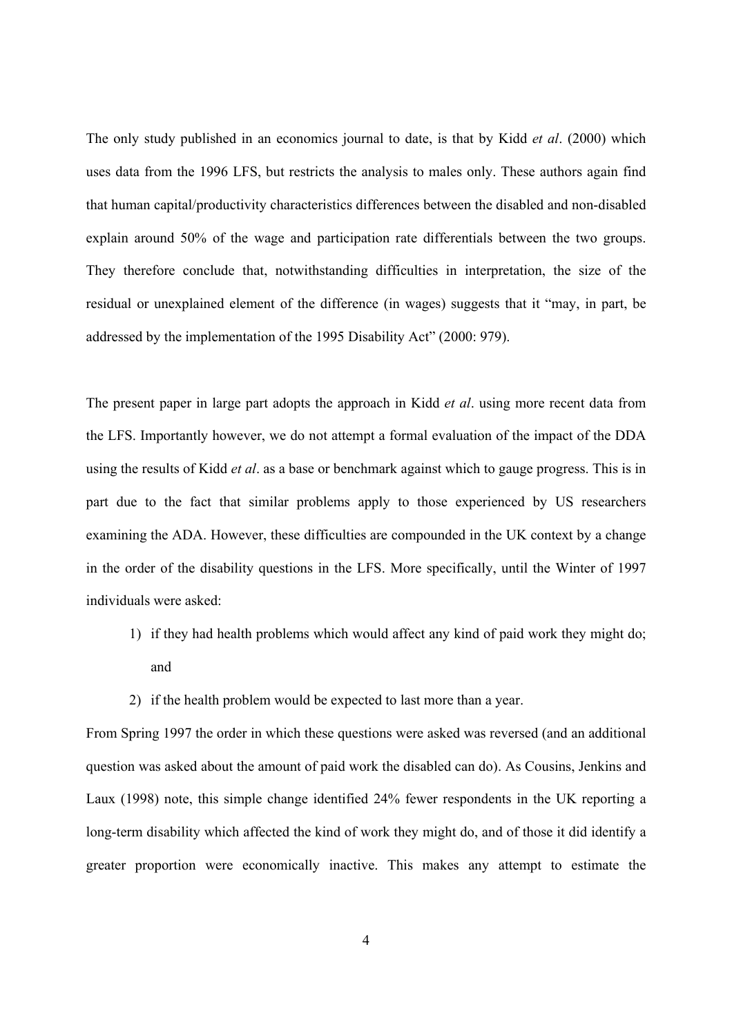The only study published in an economics journal to date, is that by Kidd *et al*. (2000) which uses data from the 1996 LFS, but restricts the analysis to males only. These authors again find that human capital/productivity characteristics differences between the disabled and non-disabled explain around 50% of the wage and participation rate differentials between the two groups. They therefore conclude that, notwithstanding difficulties in interpretation, the size of the residual or unexplained element of the difference (in wages) suggests that it "may, in part, be addressed by the implementation of the 1995 Disability Act" (2000: 979).

The present paper in large part adopts the approach in Kidd *et al*. using more recent data from the LFS. Importantly however, we do not attempt a formal evaluation of the impact of the DDA using the results of Kidd *et al*. as a base or benchmark against which to gauge progress. This is in part due to the fact that similar problems apply to those experienced by US researchers examining the ADA. However, these difficulties are compounded in the UK context by a change in the order of the disability questions in the LFS. More specifically, until the Winter of 1997 individuals were asked:

1) if they had health problems which would affect any kind of paid work they might do; and
2) if the health problem would be expected to last more than a year.

From Spring 1997 the order in which these questions were asked was reversed (and an additional question was asked about the amount of paid work the disabled can do). As Cousins, Jenkins and Laux (1998) note, this simple change identified 24% fewer respondents in the UK reporting a long-term disability which affected the kind of work they might do, and of those it did identify a greater proportion were economically inactive. This makes any attempt to estimate the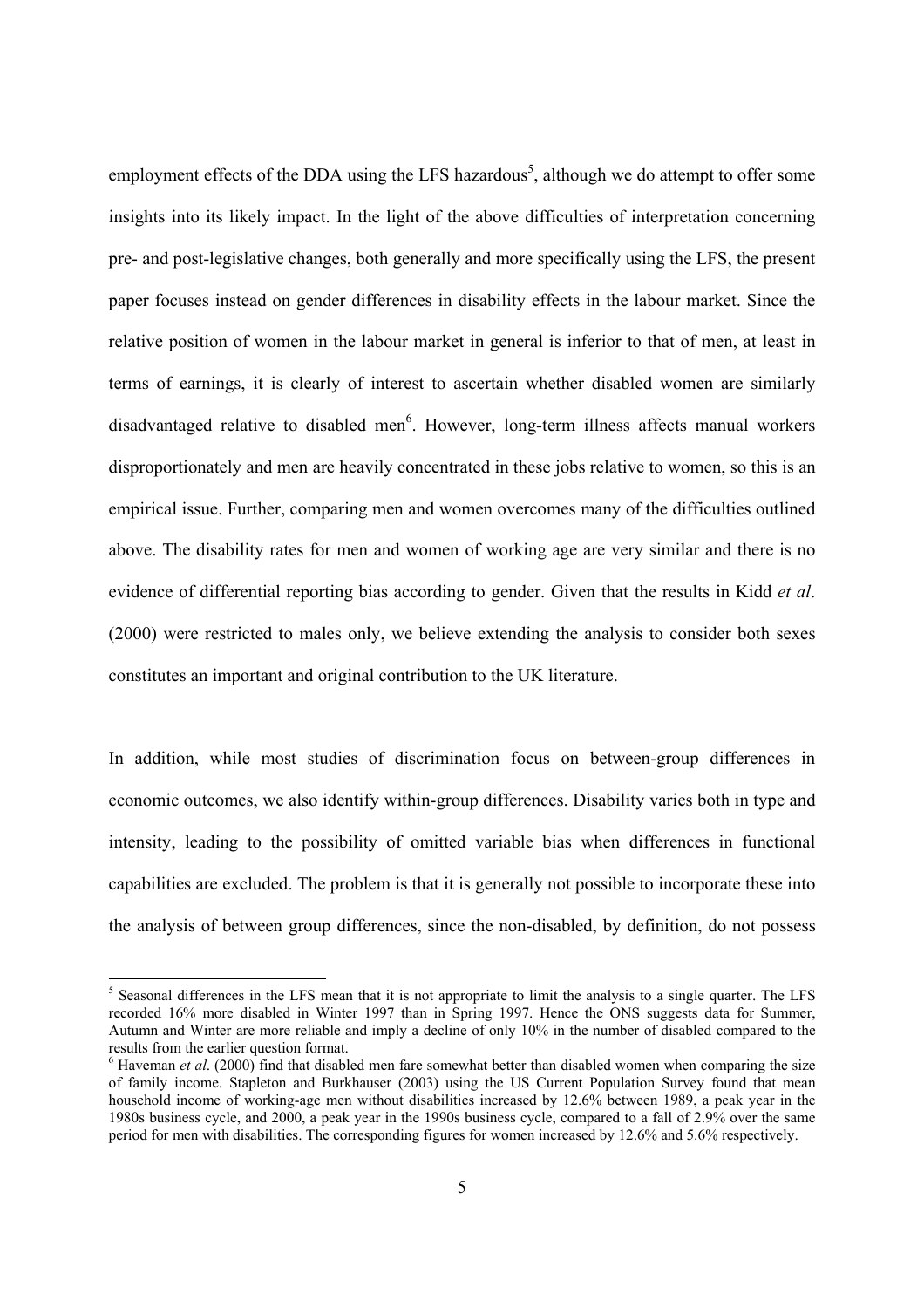employment effects of the DDA using the LFS hazardous[5], although we do attempt to offer some insights into its likely impact. In the light of the above difficulties of interpretation concerning pre- and post-legislative changes, both generally and more specifically using the LFS, the present paper focuses instead on gender differences in disability effects in the labour market. Since the relative position of women in the labour market in general is inferior to that of men, at least in terms of earnings, it is clearly of interest to ascertain whether disabled women are similarly disadvantaged relative to disabled men[6]. However, long-term illness affects manual workers disproportionately and men are heavily concentrated in these jobs relative to women, so this is an empirical issue. Further, comparing men and women overcomes many of the difficulties outlined above. The disability rates for men and women of working age are very similar and there is no evidence of differential reporting bias according to gender. Given that the results in Kidd *et al*. (2000) were restricted to males only, we believe extending the analysis to consider both sexes constitutes an important and original contribution to the UK literature.

In addition, while most studies of discrimination focus on between-group differences in economic outcomes, we also identify within-group differences. Disability varies both in type and intensity, leading to the possibility of omitted variable bias when differences in functional capabilities are excluded. The problem is that it is generally not possible to incorporate these into the analysis of between group differences, since the non-disabled, by definition, do not possess

[5] Seasonal differences in the LFS mean that it is not appropriate to limit the analysis to a single quarter. The LFS recorded 16% more disabled in Winter 1997 than in Spring 1997. Hence the ONS suggests data for Summer, Autumn and Winter are more reliable and imply a decline of only 10% in the number of disabled compared to the results from the earlier question format.

[6] Haveman *et al*. (2000) find that disabled men fare somewhat better than disabled women when comparing the size of family income. Stapleton and Burkhauser (2003) using the US Current Population Survey found that mean household income of working-age men without disabilities increased by 12.6% between 1989, a peak year in the 1980s business cycle, and 2000, a peak year in the 1990s business cycle, compared to a fall of 2.9% over the same period for men with disabilities. The corresponding figures for women increased by 12.6% and 5.6% respectively.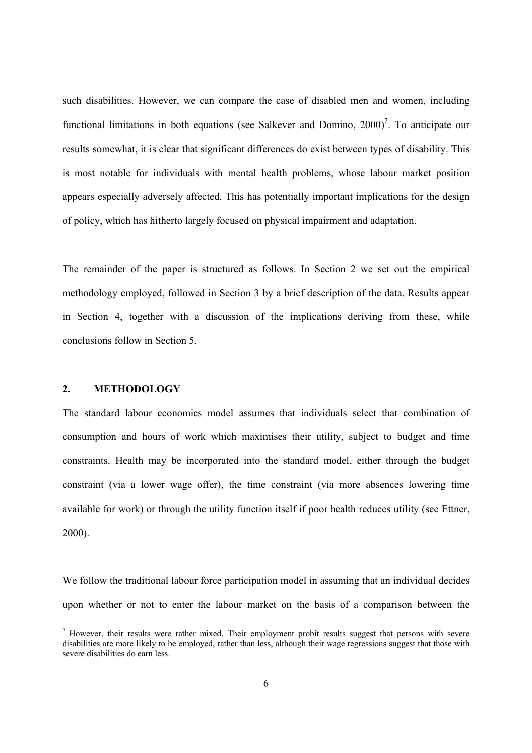such disabilities. However, we can compare the case of disabled men and women, including functional limitations in both equations (see Salkever and Domino, 2000)[7]. To anticipate our results somewhat, it is clear that significant differences do exist between types of disability. This is most notable for individuals with mental health problems, whose labour market position appears especially adversely affected. This has potentially important implications for the design of policy, which has hitherto largely focused on physical impairment and adaptation.

The remainder of the paper is structured as follows. In Section 2 we set out the empirical methodology employed, followed in Section 3 by a brief description of the data. Results appear in Section 4, together with a discussion of the implications deriving from these, while conclusions follow in Section 5.

## 2. METHODOLOGY

The standard labour economics model assumes that individuals select that combination of consumption and hours of work which maximises their utility, subject to budget and time constraints. Health may be incorporated into the standard model, either through the budget constraint (via a lower wage offer), the time constraint (via more absences lowering time available for work) or through the utility function itself if poor health reduces utility (see Ettner, 2000).

We follow the traditional labour force participation model in assuming that an individual decides upon whether or not to enter the labour market on the basis of a comparison between the

[7] However, their results were rather mixed. Their employment probit results suggest that persons with severe disabilities are more likely to be employed, rather than less, although their wage regressions suggest that those with severe disabilities do earn less.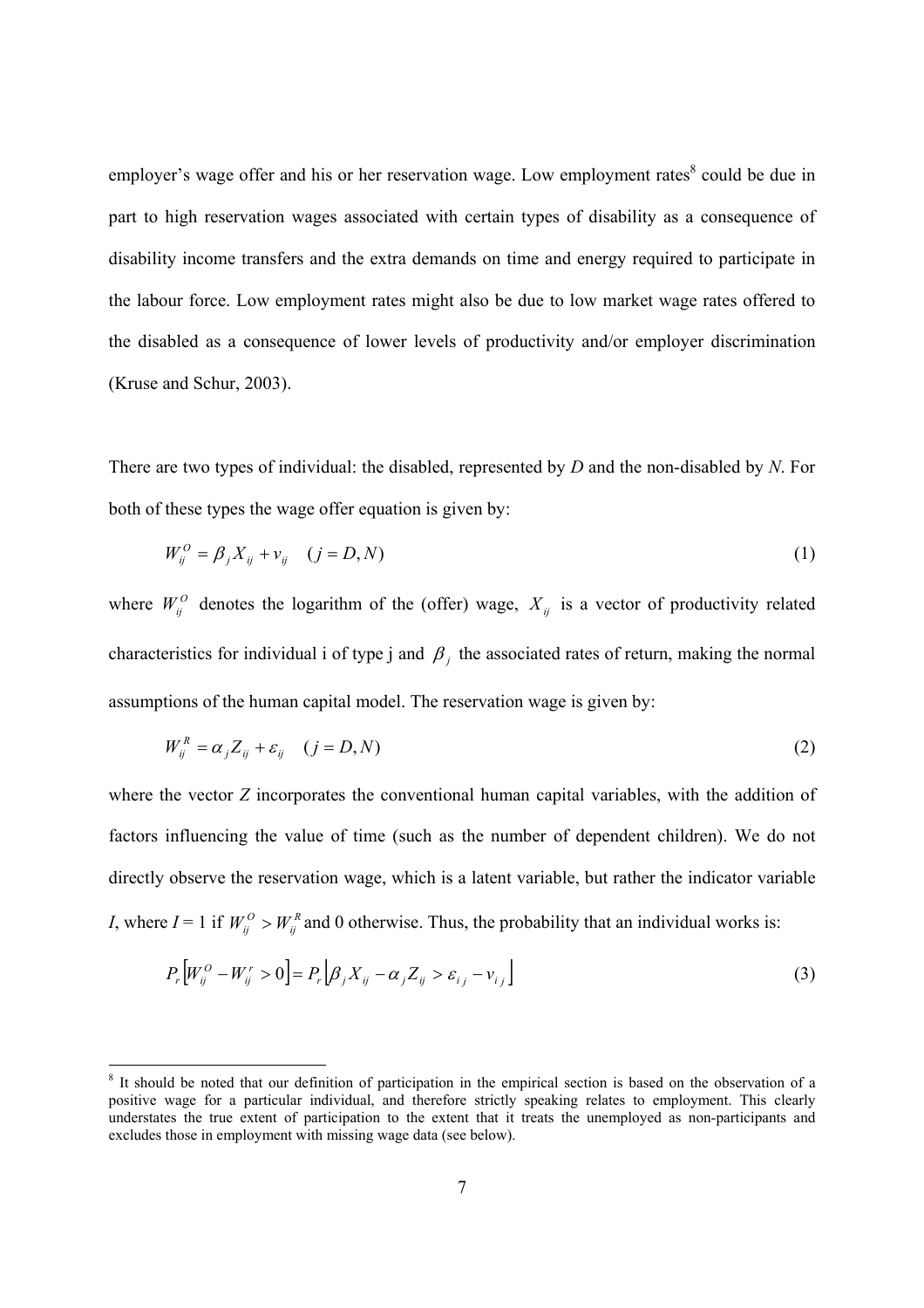employer's wage offer and his or her reservation wage. Low employment rates[8] could be due in part to high reservation wages associated with certain types of disability as a consequence of disability income transfers and the extra demands on time and energy required to participate in the labour force. Low employment rates might also be due to low market wage rates offered to the disabled as a consequence of lower levels of productivity and/or employer discrimination (Kruse and Schur, 2003).

There are two types of individual: the disabled, represented by *D* and the non-disabled by *N*. For both of these types the wage offer equation is given by:

$$W_{ij}^{O} = \beta_j X_{ij} + v_{ij} \quad (j = D, N) \tag{1}$$

where $W_{ij}^{O}$ denotes the logarithm of the (offer) wage, $X_{ij}$ is a vector of productivity related characteristics for individual i of type j and $\beta_j$ the associated rates of return, making the normal assumptions of the human capital model. The reservation wage is given by:

$$W_{ij}^{R} = \alpha_j Z_{ij} + \varepsilon_{ij} \quad (j = D, N) \tag{2}$$

where the vector *Z* incorporates the conventional human capital variables, with the addition of factors influencing the value of time (such as the number of dependent children). We do not directly observe the reservation wage, which is a latent variable, but rather the indicator variable *I*, where *I* = 1 if $W_{ij}^{O} > W_{ij}^{R}$ and 0 otherwise. Thus, the probability that an individual works is:

$$P_r\left[W_{ij}^{O} - W_{ij}^{r} > 0\right] = P_r\left[\beta_j X_{ij} - \alpha_j Z_{ij} > \varepsilon_{ij} - v_{ij}\right] \tag{3}$$

[8] It should be noted that our definition of participation in the empirical section is based on the observation of a positive wage for a particular individual, and therefore strictly speaking relates to employment. This clearly understates the true extent of participation to the extent that it treats the unemployed as non-participants and excludes those in employment with missing wage data (see below).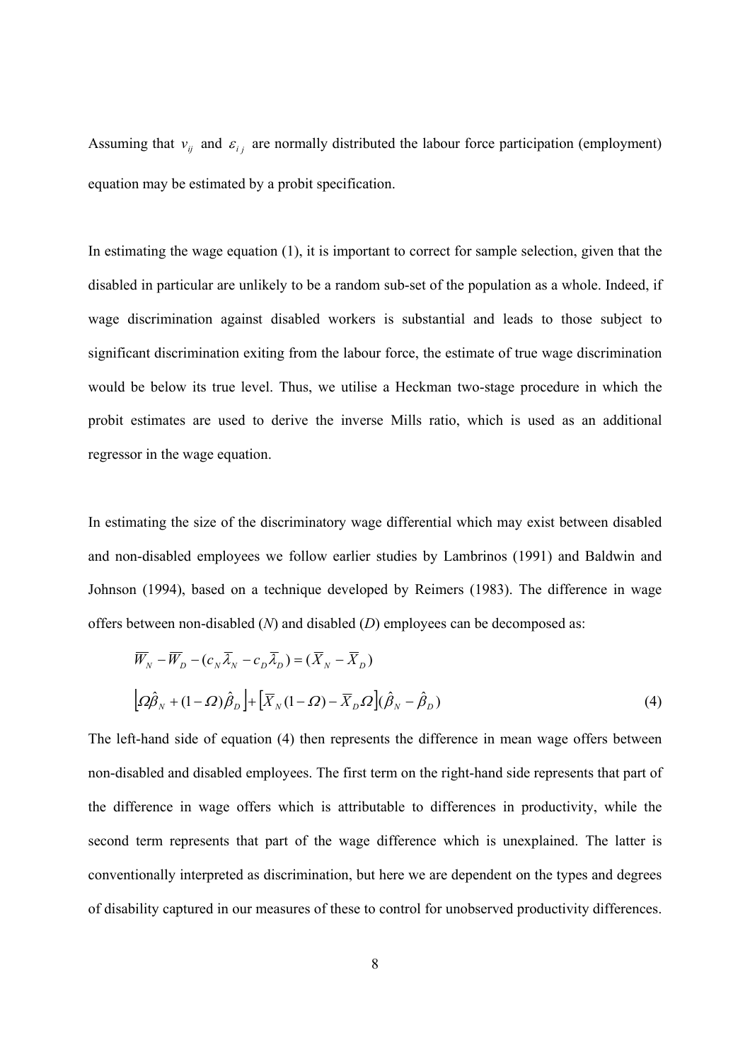Assuming that $v_{ij}$ and $\varepsilon_{ij}$ are normally distributed the labour force participation (employment) equation may be estimated by a probit specification.

In estimating the wage equation (1), it is important to correct for sample selection, given that the disabled in particular are unlikely to be a random sub-set of the population as a whole. Indeed, if wage discrimination against disabled workers is substantial and leads to those subject to significant discrimination exiting from the labour force, the estimate of true wage discrimination would be below its true level. Thus, we utilise a Heckman two-stage procedure in which the probit estimates are used to derive the inverse Mills ratio, which is used as an additional regressor in the wage equation.

In estimating the size of the discriminatory wage differential which may exist between disabled and non-disabled employees we follow earlier studies by Lambrinos (1991) and Baldwin and Johnson (1994), based on a technique developed by Reimers (1983). The difference in wage offers between non-disabled (*N*) and disabled (*D*) employees can be decomposed as:

$$\overline{W}_N - \overline{W}_D - (c_N \overline{\lambda}_N - c_D \overline{\lambda}_D) = (\overline{X}_N - \overline{X}_D)$$

$$\left[\Omega \hat{\beta}_N + (1-\Omega)\hat{\beta}_D\right] + \left[\overline{X}_N(1-\Omega) - \overline{X}_D \Omega\right](\hat{\beta}_N - \hat{\beta}_D) \tag{4}$$

The left-hand side of equation (4) then represents the difference in mean wage offers between non-disabled and disabled employees. The first term on the right-hand side represents that part of the difference in wage offers which is attributable to differences in productivity, while the second term represents that part of the wage difference which is unexplained. The latter is conventionally interpreted as discrimination, but here we are dependent on the types and degrees of disability captured in our measures of these to control for unobserved productivity differences.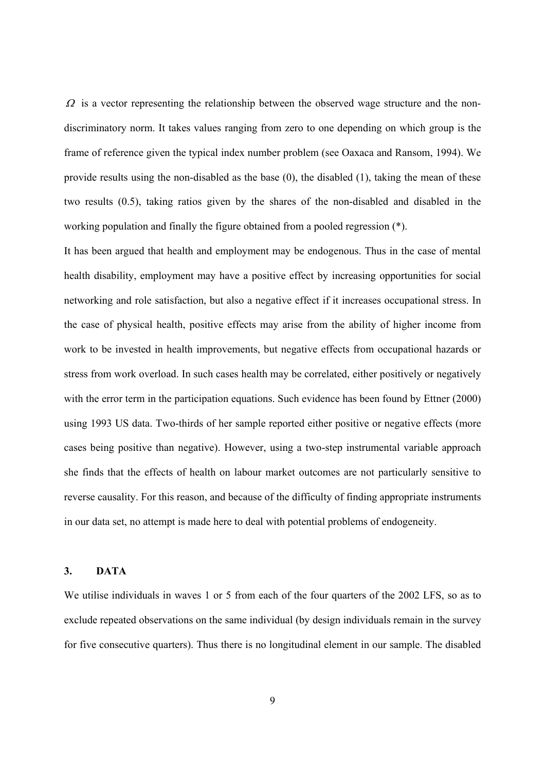$\Omega$ is a vector representing the relationship between the observed wage structure and the non-discriminatory norm. It takes values ranging from zero to one depending on which group is the frame of reference given the typical index number problem (see Oaxaca and Ransom, 1994). We provide results using the non-disabled as the base (0), the disabled (1), taking the mean of these two results (0.5), taking ratios given by the shares of the non-disabled and disabled in the working population and finally the figure obtained from a pooled regression (*).

It has been argued that health and employment may be endogenous. Thus in the case of mental health disability, employment may have a positive effect by increasing opportunities for social networking and role satisfaction, but also a negative effect if it increases occupational stress. In the case of physical health, positive effects may arise from the ability of higher income from work to be invested in health improvements, but negative effects from occupational hazards or stress from work overload. In such cases health may be correlated, either positively or negatively with the error term in the participation equations. Such evidence has been found by Ettner (2000) using 1993 US data. Two-thirds of her sample reported either positive or negative effects (more cases being positive than negative). However, using a two-step instrumental variable approach she finds that the effects of health on labour market outcomes are not particularly sensitive to reverse causality. For this reason, and because of the difficulty of finding appropriate instruments in our data set, no attempt is made here to deal with potential problems of endogeneity.

## 3. DATA

We utilise individuals in waves 1 or 5 from each of the four quarters of the 2002 LFS, so as to exclude repeated observations on the same individual (by design individuals remain in the survey for five consecutive quarters). Thus there is no longitudinal element in our sample. The disabled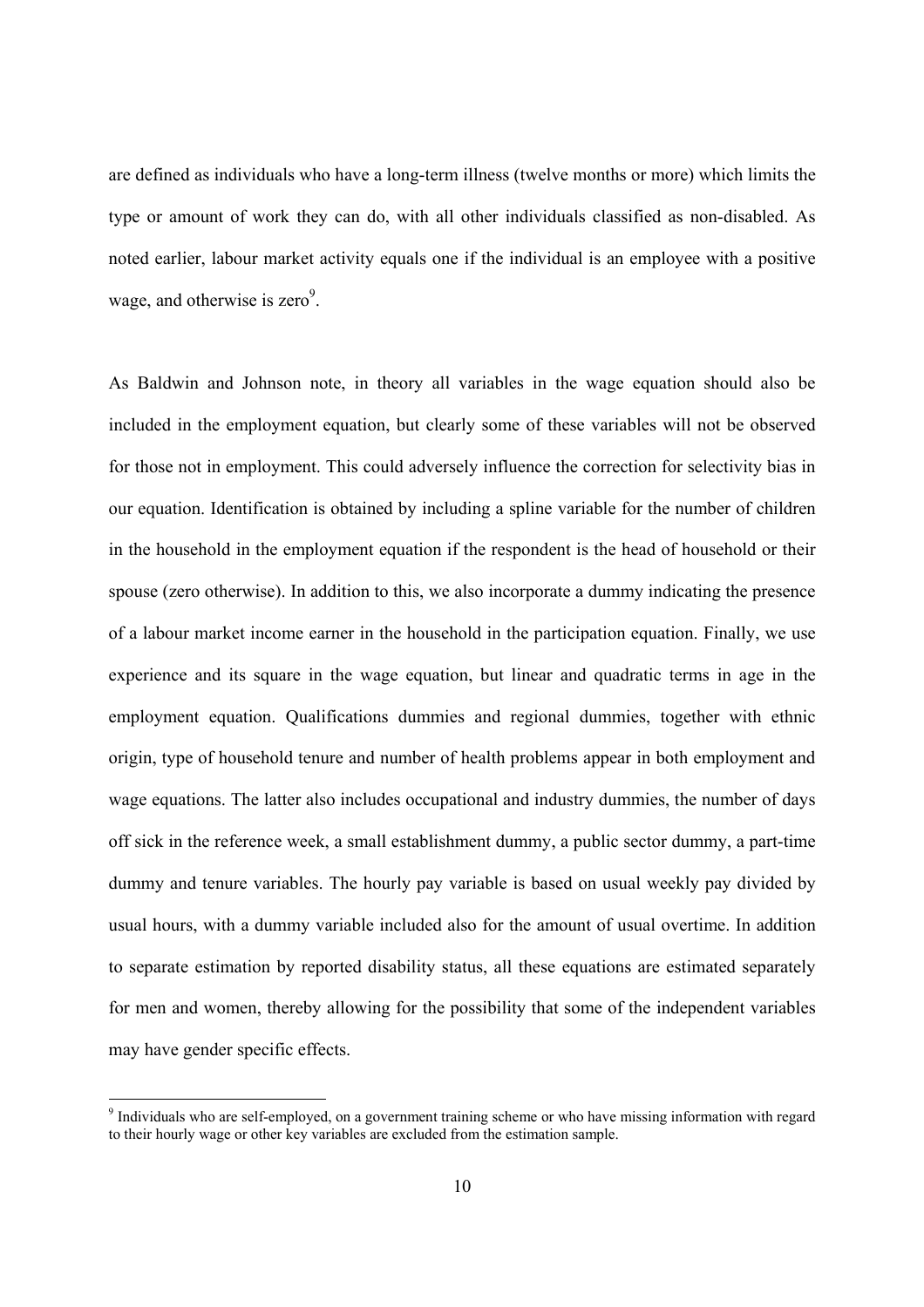are defined as individuals who have a long-term illness (twelve months or more) which limits the type or amount of work they can do, with all other individuals classified as non-disabled. As noted earlier, labour market activity equals one if the individual is an employee with a positive wage, and otherwise is zero[9].

As Baldwin and Johnson note, in theory all variables in the wage equation should also be included in the employment equation, but clearly some of these variables will not be observed for those not in employment. This could adversely influence the correction for selectivity bias in our equation. Identification is obtained by including a spline variable for the number of children in the household in the employment equation if the respondent is the head of household or their spouse (zero otherwise). In addition to this, we also incorporate a dummy indicating the presence of a labour market income earner in the household in the participation equation. Finally, we use experience and its square in the wage equation, but linear and quadratic terms in age in the employment equation. Qualifications dummies and regional dummies, together with ethnic origin, type of household tenure and number of health problems appear in both employment and wage equations. The latter also includes occupational and industry dummies, the number of days off sick in the reference week, a small establishment dummy, a public sector dummy, a part-time dummy and tenure variables. The hourly pay variable is based on usual weekly pay divided by usual hours, with a dummy variable included also for the amount of usual overtime. In addition to separate estimation by reported disability status, all these equations are estimated separately for men and women, thereby allowing for the possibility that some of the independent variables may have gender specific effects.

[9] Individuals who are self-employed, on a government training scheme or who have missing information with regard to their hourly wage or other key variables are excluded from the estimation sample.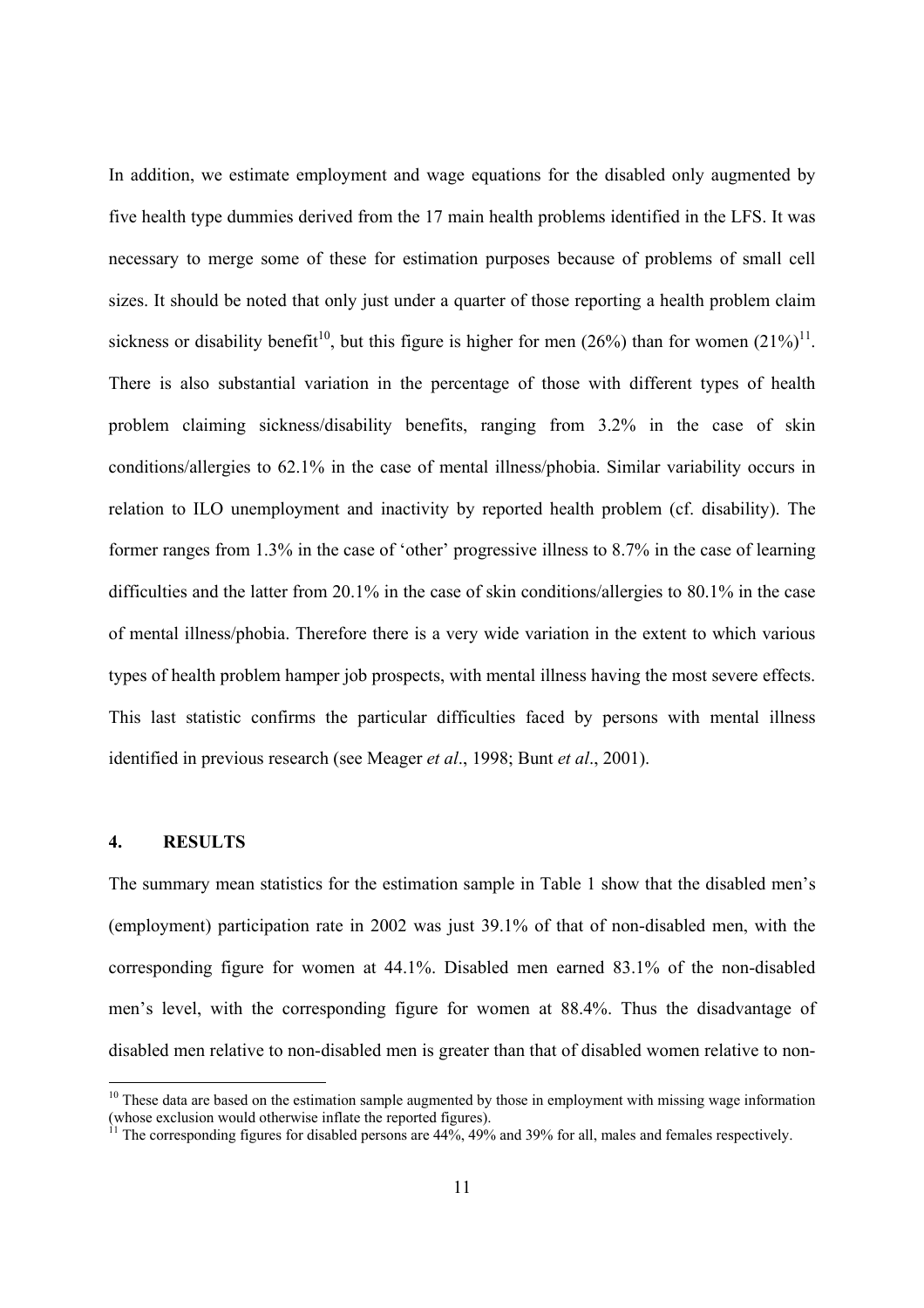In addition, we estimate employment and wage equations for the disabled only augmented by five health type dummies derived from the 17 main health problems identified in the LFS. It was necessary to merge some of these for estimation purposes because of problems of small cell sizes. It should be noted that only just under a quarter of those reporting a health problem claim sickness or disability benefit[10], but this figure is higher for men (26%) than for women (21%)[11]. There is also substantial variation in the percentage of those with different types of health problem claiming sickness/disability benefits, ranging from 3.2% in the case of skin conditions/allergies to 62.1% in the case of mental illness/phobia. Similar variability occurs in relation to ILO unemployment and inactivity by reported health problem (cf. disability). The former ranges from 1.3% in the case of 'other' progressive illness to 8.7% in the case of learning difficulties and the latter from 20.1% in the case of skin conditions/allergies to 80.1% in the case of mental illness/phobia. Therefore there is a very wide variation in the extent to which various types of health problem hamper job prospects, with mental illness having the most severe effects. This last statistic confirms the particular difficulties faced by persons with mental illness identified in previous research (see Meager *et al*., 1998; Bunt *et al*., 2001).

## 4. RESULTS

The summary mean statistics for the estimation sample in Table 1 show that the disabled men's (employment) participation rate in 2002 was just 39.1% of that of non-disabled men, with the corresponding figure for women at 44.1%. Disabled men earned 83.1% of the non-disabled men's level, with the corresponding figure for women at 88.4%. Thus the disadvantage of disabled men relative to non-disabled men is greater than that of disabled women relative to non-

[10] These data are based on the estimation sample augmented by those in employment with missing wage information (whose exclusion would otherwise inflate the reported figures).

[11] The corresponding figures for disabled persons are 44%, 49% and 39% for all, males and females respectively.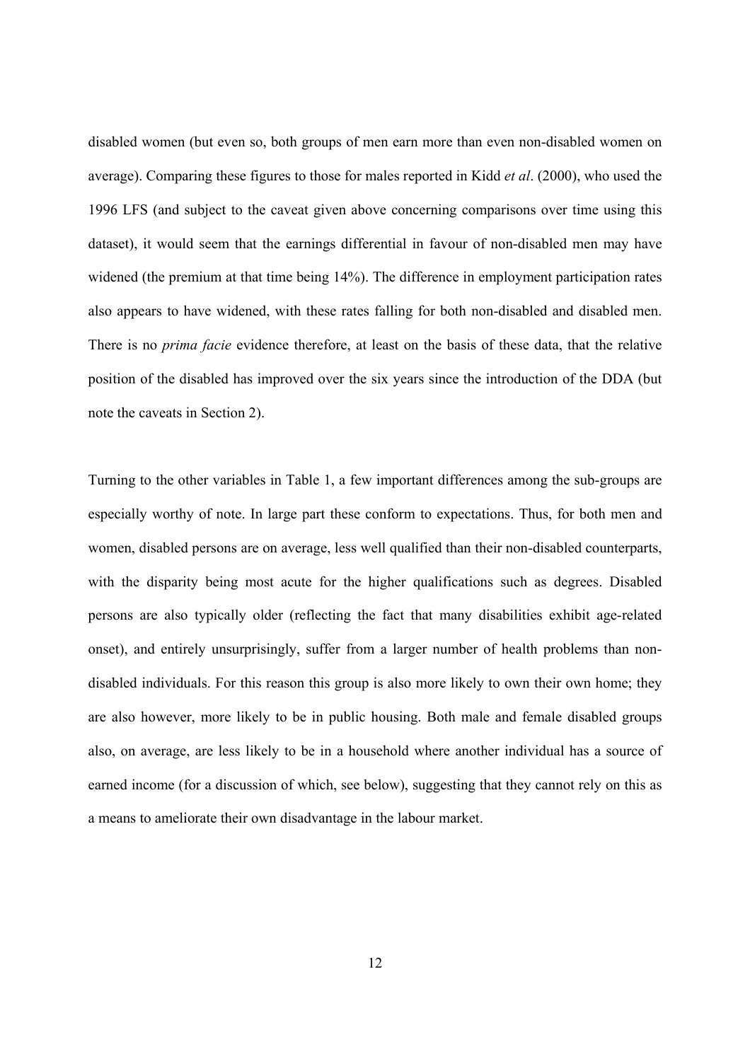disabled women (but even so, both groups of men earn more than even non-disabled women on average). Comparing these figures to those for males reported in Kidd *et al*. (2000), who used the 1996 LFS (and subject to the caveat given above concerning comparisons over time using this dataset), it would seem that the earnings differential in favour of non-disabled men may have widened (the premium at that time being 14%). The difference in employment participation rates also appears to have widened, with these rates falling for both non-disabled and disabled men. There is no *prima facie* evidence therefore, at least on the basis of these data, that the relative position of the disabled has improved over the six years since the introduction of the DDA (but note the caveats in Section 2).

Turning to the other variables in Table 1, a few important differences among the sub-groups are especially worthy of note. In large part these conform to expectations. Thus, for both men and women, disabled persons are on average, less well qualified than their non-disabled counterparts, with the disparity being most acute for the higher qualifications such as degrees. Disabled persons are also typically older (reflecting the fact that many disabilities exhibit age-related onset), and entirely unsurprisingly, suffer from a larger number of health problems than non-disabled individuals. For this reason this group is also more likely to own their own home; they are also however, more likely to be in public housing. Both male and female disabled groups also, on average, are less likely to be in a household where another individual has a source of earned income (for a discussion of which, see below), suggesting that they cannot rely on this as a means to ameliorate their own disadvantage in the labour market.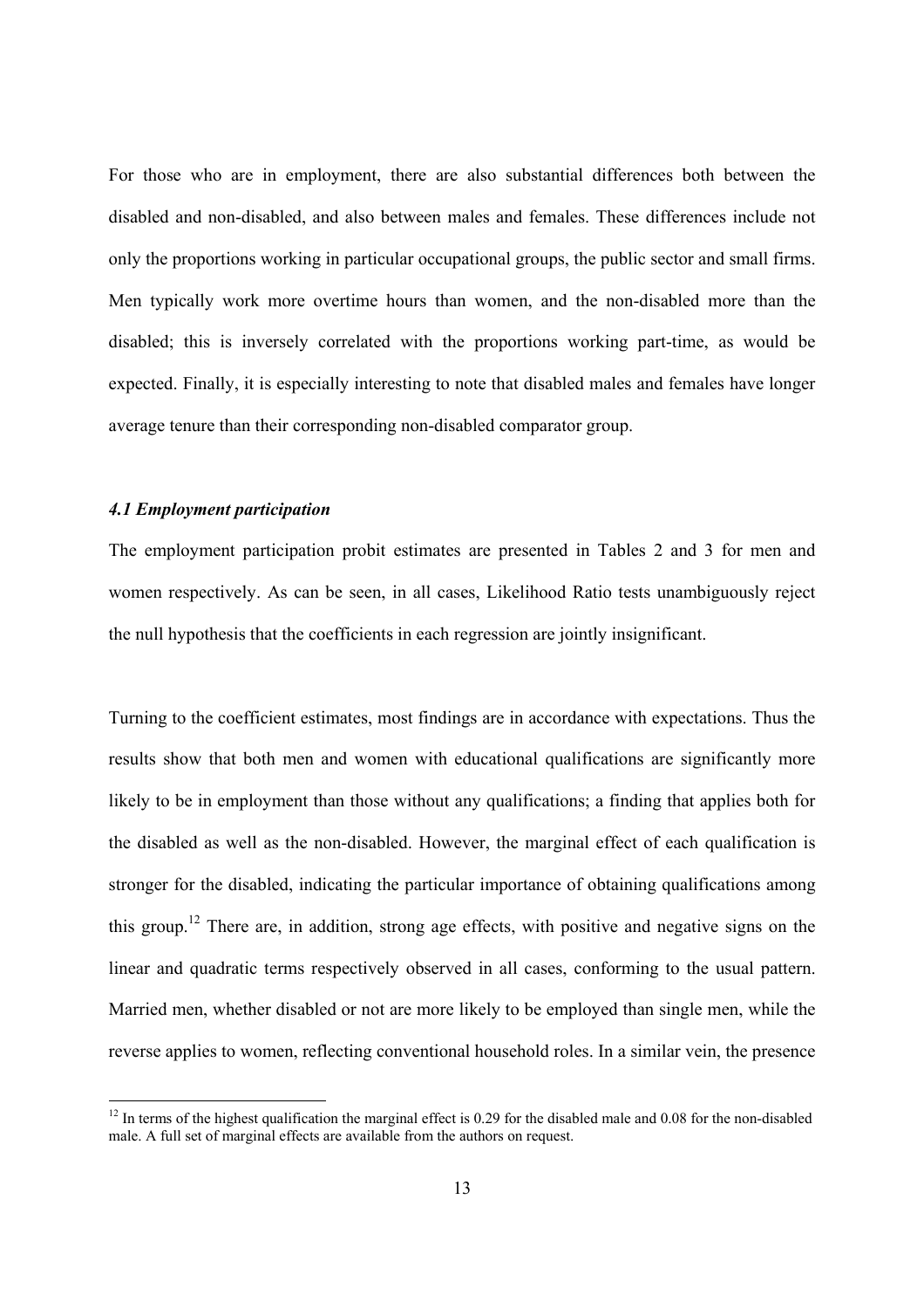For those who are in employment, there are also substantial differences both between the disabled and non-disabled, and also between males and females. These differences include not only the proportions working in particular occupational groups, the public sector and small firms. Men typically work more overtime hours than women, and the non-disabled more than the disabled; this is inversely correlated with the proportions working part-time, as would be expected. Finally, it is especially interesting to note that disabled males and females have longer average tenure than their corresponding non-disabled comparator group.

### *4.1 Employment participation*

The employment participation probit estimates are presented in Tables 2 and 3 for men and women respectively. As can be seen, in all cases, Likelihood Ratio tests unambiguously reject the null hypothesis that the coefficients in each regression are jointly insignificant.

Turning to the coefficient estimates, most findings are in accordance with expectations. Thus the results show that both men and women with educational qualifications are significantly more likely to be in employment than those without any qualifications; a finding that applies both for the disabled as well as the non-disabled. However, the marginal effect of each qualification is stronger for the disabled, indicating the particular importance of obtaining qualifications among this group.[12] There are, in addition, strong age effects, with positive and negative signs on the linear and quadratic terms respectively observed in all cases, conforming to the usual pattern. Married men, whether disabled or not are more likely to be employed than single men, while the reverse applies to women, reflecting conventional household roles. In a similar vein, the presence

---

[12] In terms of the highest qualification the marginal effect is 0.29 for the disabled male and 0.08 for the non-disabled male. A full set of marginal effects are available from the authors on request.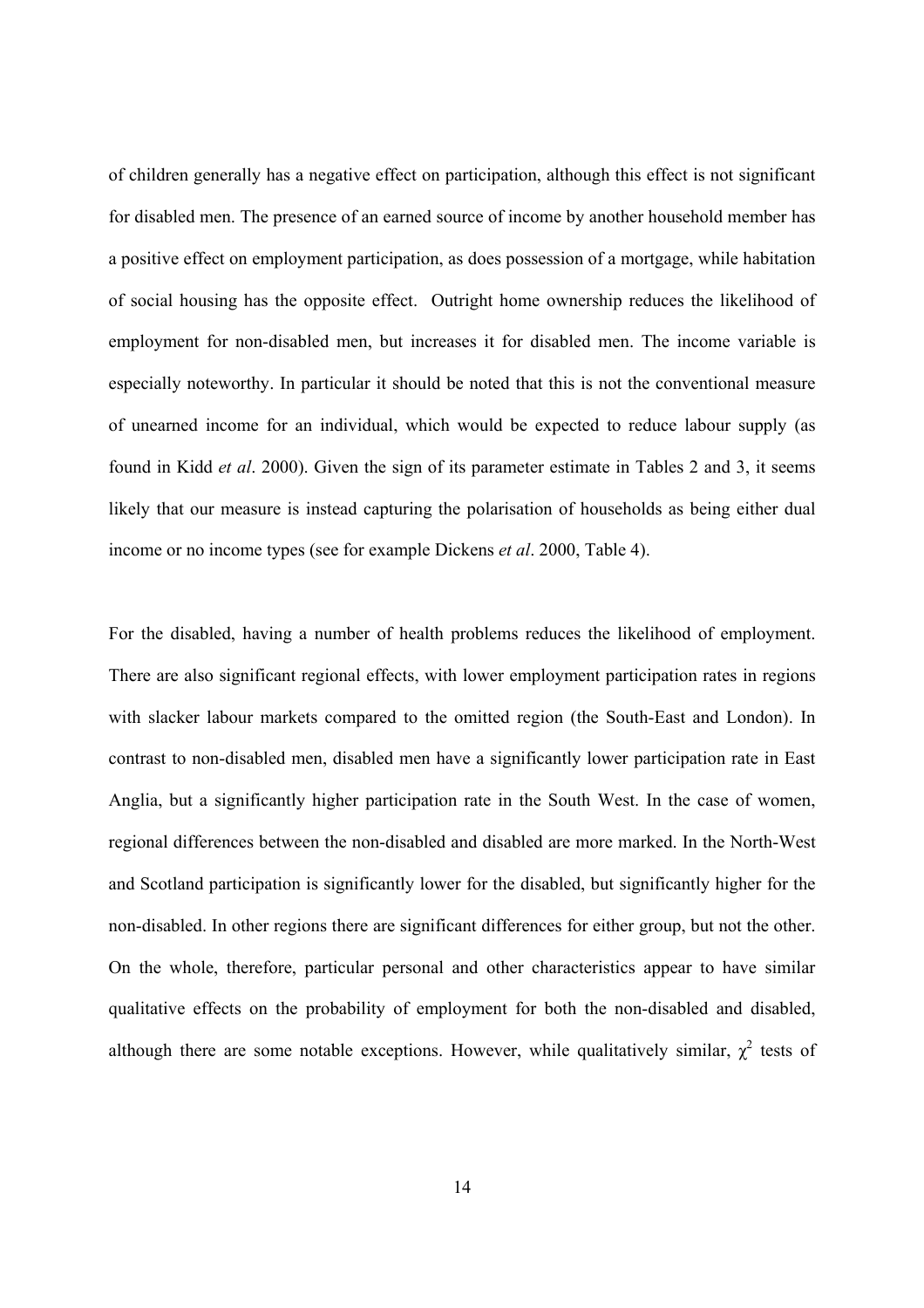of children generally has a negative effect on participation, although this effect is not significant for disabled men. The presence of an earned source of income by another household member has a positive effect on employment participation, as does possession of a mortgage, while habitation of social housing has the opposite effect. Outright home ownership reduces the likelihood of employment for non-disabled men, but increases it for disabled men. The income variable is especially noteworthy. In particular it should be noted that this is not the conventional measure of unearned income for an individual, which would be expected to reduce labour supply (as found in Kidd *et al*. 2000). Given the sign of its parameter estimate in Tables 2 and 3, it seems likely that our measure is instead capturing the polarisation of households as being either dual income or no income types (see for example Dickens *et al*. 2000, Table 4).

For the disabled, having a number of health problems reduces the likelihood of employment. There are also significant regional effects, with lower employment participation rates in regions with slacker labour markets compared to the omitted region (the South-East and London). In contrast to non-disabled men, disabled men have a significantly lower participation rate in East Anglia, but a significantly higher participation rate in the South West. In the case of women, regional differences between the non-disabled and disabled are more marked. In the North-West and Scotland participation is significantly lower for the disabled, but significantly higher for the non-disabled. In other regions there are significant differences for either group, but not the other. On the whole, therefore, particular personal and other characteristics appear to have similar qualitative effects on the probability of employment for both the non-disabled and disabled, although there are some notable exceptions. However, while qualitatively similar, $\chi^2$ tests of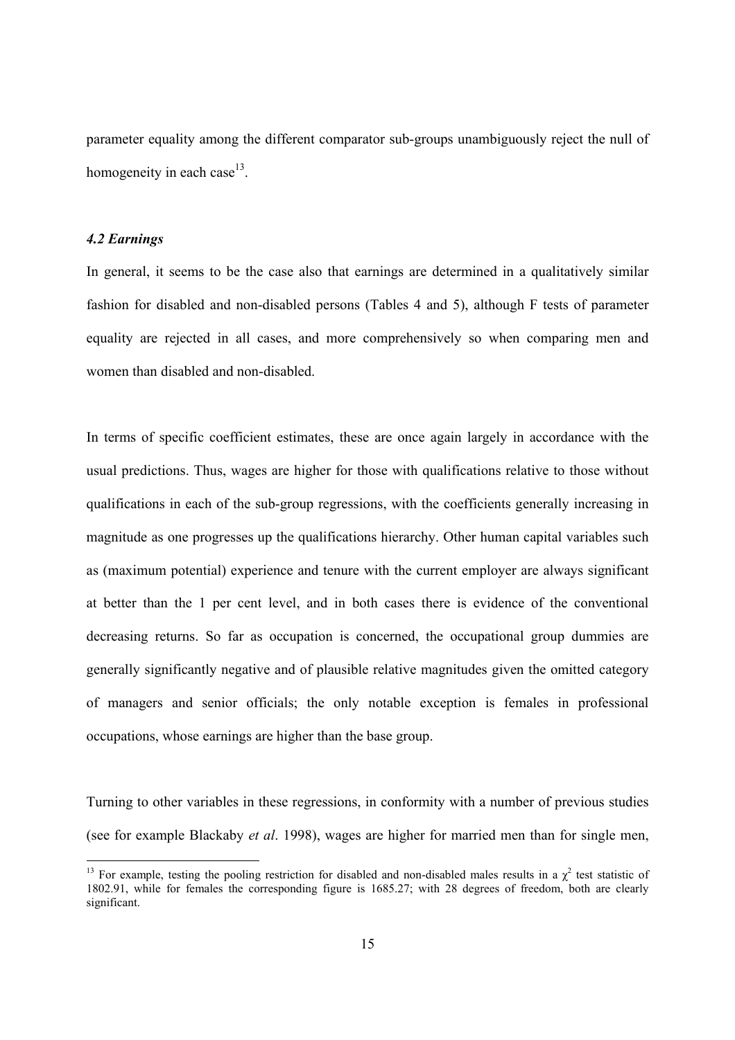parameter equality among the different comparator sub-groups unambiguously reject the null of homogeneity in each case[13].

### *4.2 Earnings*

In general, it seems to be the case also that earnings are determined in a qualitatively similar fashion for disabled and non-disabled persons (Tables 4 and 5), although F tests of parameter equality are rejected in all cases, and more comprehensively so when comparing men and women than disabled and non-disabled.

In terms of specific coefficient estimates, these are once again largely in accordance with the usual predictions. Thus, wages are higher for those with qualifications relative to those without qualifications in each of the sub-group regressions, with the coefficients generally increasing in magnitude as one progresses up the qualifications hierarchy. Other human capital variables such as (maximum potential) experience and tenure with the current employer are always significant at better than the 1 per cent level, and in both cases there is evidence of the conventional decreasing returns. So far as occupation is concerned, the occupational group dummies are generally significantly negative and of plausible relative magnitudes given the omitted category of managers and senior officials; the only notable exception is females in professional occupations, whose earnings are higher than the base group.

Turning to other variables in these regressions, in conformity with a number of previous studies (see for example Blackaby *et al*. 1998), wages are higher for married men than for single men,

---

[13] For example, testing the pooling restriction for disabled and non-disabled males results in a $\chi^2$ test statistic of 1802.91, while for females the corresponding figure is 1685.27; with 28 degrees of freedom, both are clearly significant.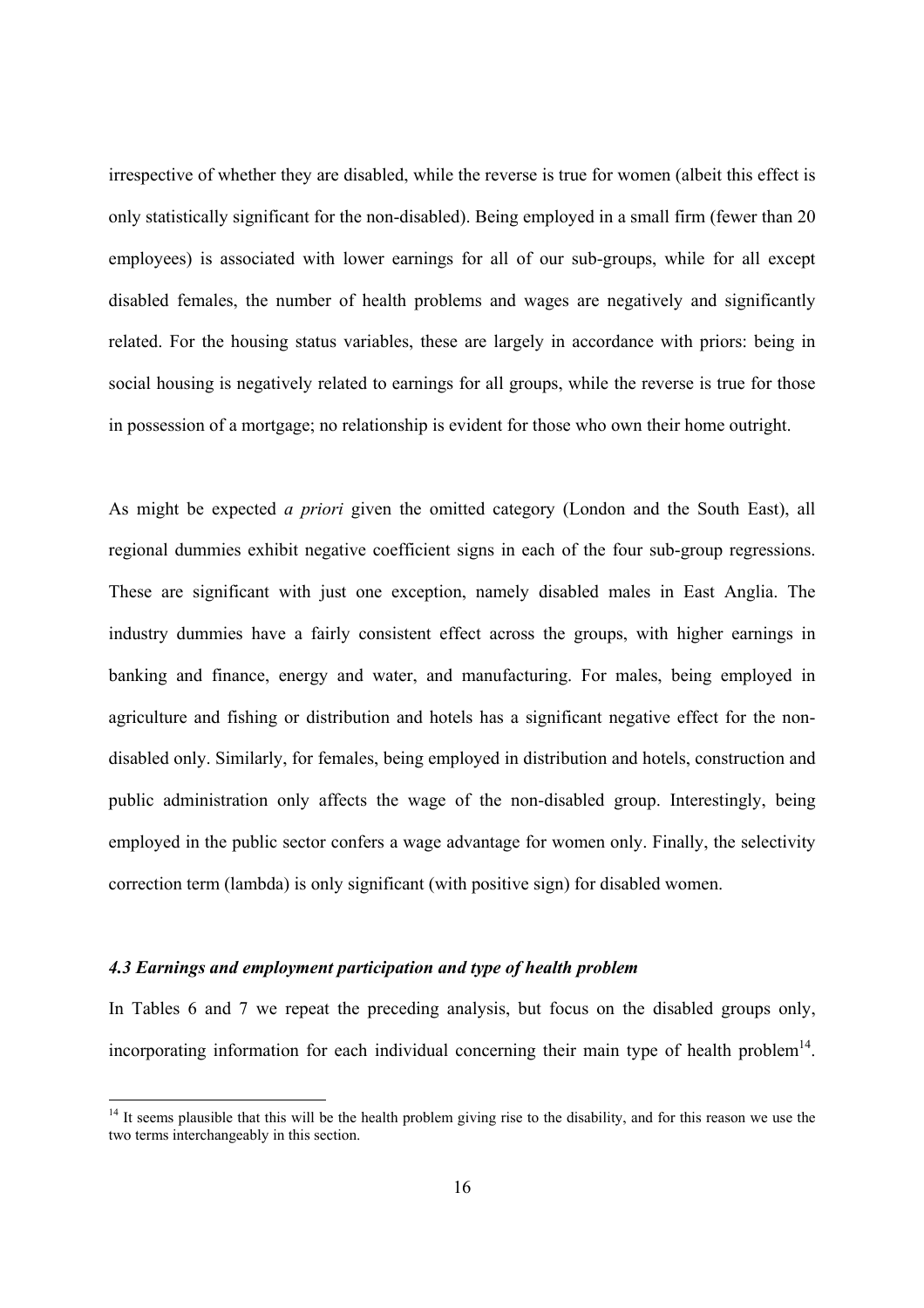irrespective of whether they are disabled, while the reverse is true for women (albeit this effect is only statistically significant for the non-disabled). Being employed in a small firm (fewer than 20 employees) is associated with lower earnings for all of our sub-groups, while for all except disabled females, the number of health problems and wages are negatively and significantly related. For the housing status variables, these are largely in accordance with priors: being in social housing is negatively related to earnings for all groups, while the reverse is true for those in possession of a mortgage; no relationship is evident for those who own their home outright.

As might be expected *a priori* given the omitted category (London and the South East), all regional dummies exhibit negative coefficient signs in each of the four sub-group regressions. These are significant with just one exception, namely disabled males in East Anglia. The industry dummies have a fairly consistent effect across the groups, with higher earnings in banking and finance, energy and water, and manufacturing. For males, being employed in agriculture and fishing or distribution and hotels has a significant negative effect for the non-disabled only. Similarly, for females, being employed in distribution and hotels, construction and public administration only affects the wage of the non-disabled group. Interestingly, being employed in the public sector confers a wage advantage for women only. Finally, the selectivity correction term (lambda) is only significant (with positive sign) for disabled women.

### *4.3 Earnings and employment participation and type of health problem*

In Tables 6 and 7 we repeat the preceding analysis, but focus on the disabled groups only, incorporating information for each individual concerning their main type of health problem[14].

[14] It seems plausible that this will be the health problem giving rise to the disability, and for this reason we use the two terms interchangeably in this section.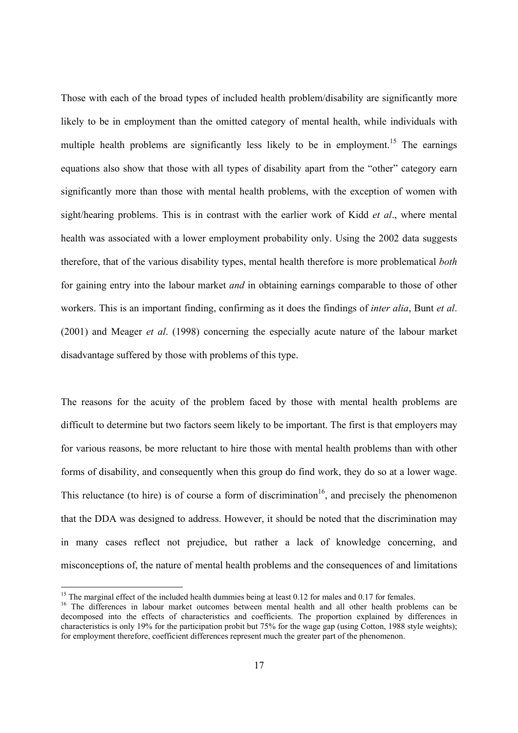Those with each of the broad types of included health problem/disability are significantly more likely to be in employment than the omitted category of mental health, while individuals with multiple health problems are significantly less likely to be in employment.[15] The earnings equations also show that those with all types of disability apart from the "other" category earn significantly more than those with mental health problems, with the exception of women with sight/hearing problems. This is in contrast with the earlier work of Kidd *et al*., where mental health was associated with a lower employment probability only. Using the 2002 data suggests therefore, that of the various disability types, mental health therefore is more problematical *both* for gaining entry into the labour market *and* in obtaining earnings comparable to those of other workers. This is an important finding, confirming as it does the findings of *inter alia*, Bunt *et al*. (2001) and Meager *et al*. (1998) concerning the especially acute nature of the labour market disadvantage suffered by those with problems of this type.

The reasons for the acuity of the problem faced by those with mental health problems are difficult to determine but two factors seem likely to be important. The first is that employers may for various reasons, be more reluctant to hire those with mental health problems than with other forms of disability, and consequently when this group do find work, they do so at a lower wage. This reluctance (to hire) is of course a form of discrimination[16], and precisely the phenomenon that the DDA was designed to address. However, it should be noted that the discrimination may in many cases reflect not prejudice, but rather a lack of knowledge concerning, and misconceptions of, the nature of mental health problems and the consequences of and limitations

---

[15] The marginal effect of the included health dummies being at least 0.12 for males and 0.17 for females.

[16] The differences in labour market outcomes between mental health and all other health problems can be decomposed into the effects of characteristics and coefficients. The proportion explained by differences in characteristics is only 19% for the participation probit but 75% for the wage gap (using Cotton, 1988 style weights); for employment therefore, coefficient differences represent much the greater part of the phenomenon.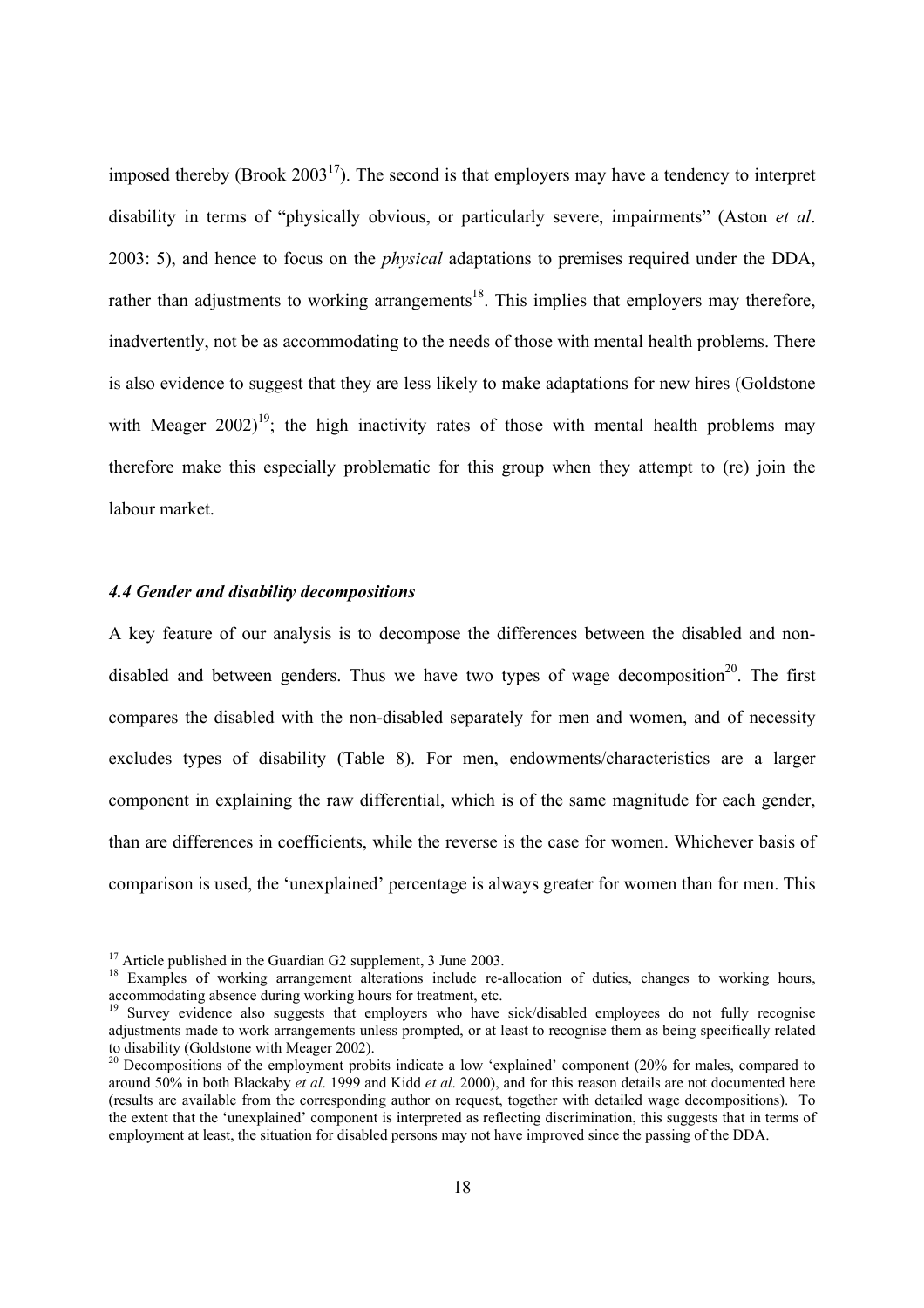imposed thereby (Brook 2003[17]). The second is that employers may have a tendency to interpret disability in terms of "physically obvious, or particularly severe, impairments" (Aston *et al*. 2003: 5), and hence to focus on the *physical* adaptations to premises required under the DDA, rather than adjustments to working arrangements[18]. This implies that employers may therefore, inadvertently, not be as accommodating to the needs of those with mental health problems. There is also evidence to suggest that they are less likely to make adaptations for new hires (Goldstone with Meager 2002)[19]; the high inactivity rates of those with mental health problems may therefore make this especially problematic for this group when they attempt to (re) join the labour market.

### *4.4 Gender and disability decompositions*

A key feature of our analysis is to decompose the differences between the disabled and non-disabled and between genders. Thus we have two types of wage decomposition[20]. The first compares the disabled with the non-disabled separately for men and women, and of necessity excludes types of disability (Table 8). For men, endowments/characteristics are a larger component in explaining the raw differential, which is of the same magnitude for each gender, than are differences in coefficients, while the reverse is the case for women. Whichever basis of comparison is used, the 'unexplained' percentage is always greater for women than for men. This

---

[17] Article published in the Guardian G2 supplement, 3 June 2003.

[18] Examples of working arrangement alterations include re-allocation of duties, changes to working hours, accommodating absence during working hours for treatment, etc.

[19] Survey evidence also suggests that employers who have sick/disabled employees do not fully recognise adjustments made to work arrangements unless prompted, or at least to recognise them as being specifically related to disability (Goldstone with Meager 2002).

[20] Decompositions of the employment probits indicate a low 'explained' component (20% for males, compared to around 50% in both Blackaby *et al*. 1999 and Kidd *et al*. 2000), and for this reason details are not documented here (results are available from the corresponding author on request, together with detailed wage decompositions). To the extent that the 'unexplained' component is interpreted as reflecting discrimination, this suggests that in terms of employment at least, the situation for disabled persons may not have improved since the passing of the DDA.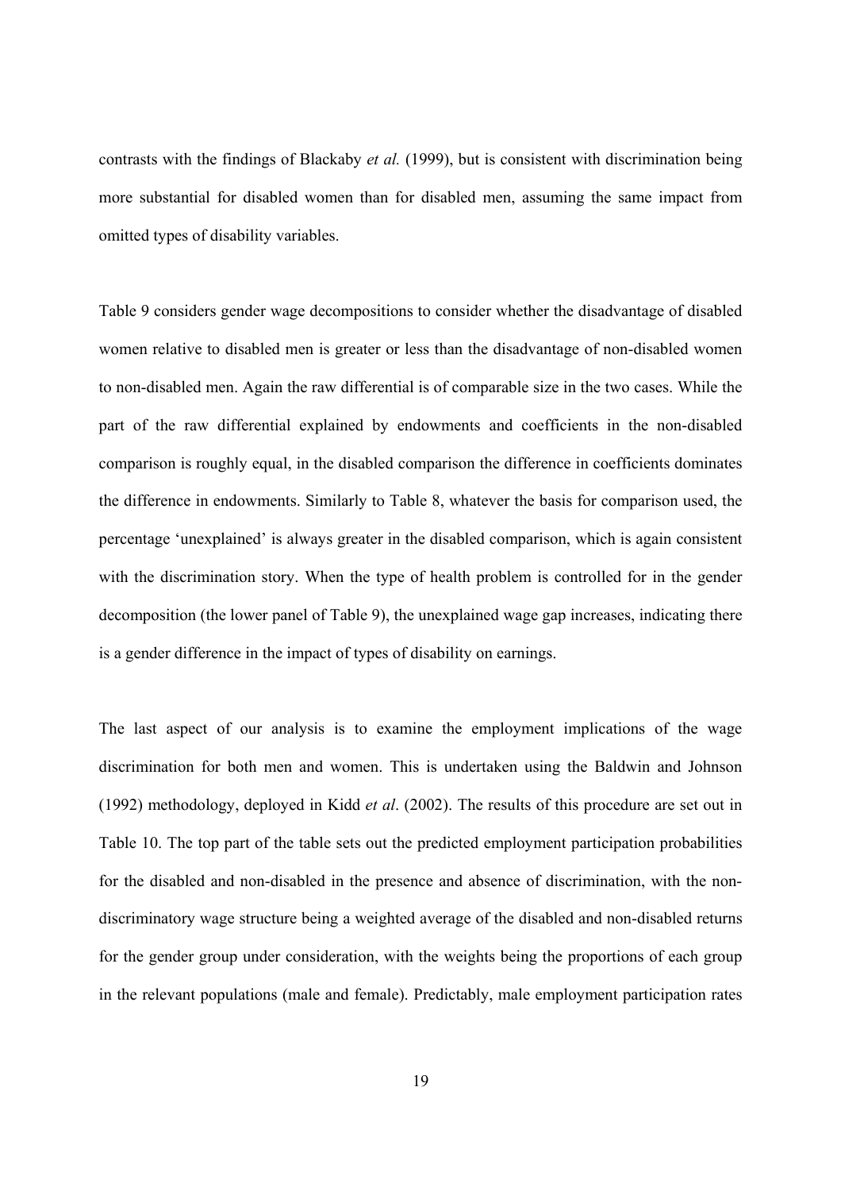contrasts with the findings of Blackaby *et al.* (1999), but is consistent with discrimination being more substantial for disabled women than for disabled men, assuming the same impact from omitted types of disability variables.

Table 9 considers gender wage decompositions to consider whether the disadvantage of disabled women relative to disabled men is greater or less than the disadvantage of non-disabled women to non-disabled men. Again the raw differential is of comparable size in the two cases. While the part of the raw differential explained by endowments and coefficients in the non-disabled comparison is roughly equal, in the disabled comparison the difference in coefficients dominates the difference in endowments. Similarly to Table 8, whatever the basis for comparison used, the percentage 'unexplained' is always greater in the disabled comparison, which is again consistent with the discrimination story. When the type of health problem is controlled for in the gender decomposition (the lower panel of Table 9), the unexplained wage gap increases, indicating there is a gender difference in the impact of types of disability on earnings.

The last aspect of our analysis is to examine the employment implications of the wage discrimination for both men and women. This is undertaken using the Baldwin and Johnson (1992) methodology, deployed in Kidd *et al*. (2002). The results of this procedure are set out in Table 10. The top part of the table sets out the predicted employment participation probabilities for the disabled and non-disabled in the presence and absence of discrimination, with the non-discriminatory wage structure being a weighted average of the disabled and non-disabled returns for the gender group under consideration, with the weights being the proportions of each group in the relevant populations (male and female). Predictably, male employment participation rates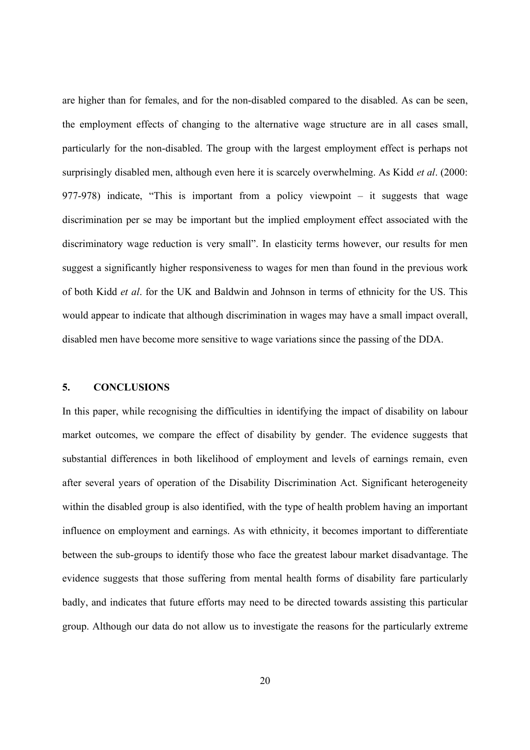are higher than for females, and for the non-disabled compared to the disabled. As can be seen, the employment effects of changing to the alternative wage structure are in all cases small, particularly for the non-disabled. The group with the largest employment effect is perhaps not surprisingly disabled men, although even here it is scarcely overwhelming. As Kidd *et al*. (2000: 977-978) indicate, "This is important from a policy viewpoint – it suggests that wage discrimination per se may be important but the implied employment effect associated with the discriminatory wage reduction is very small". In elasticity terms however, our results for men suggest a significantly higher responsiveness to wages for men than found in the previous work of both Kidd *et al*. for the UK and Baldwin and Johnson in terms of ethnicity for the US. This would appear to indicate that although discrimination in wages may have a small impact overall, disabled men have become more sensitive to wage variations since the passing of the DDA.

## 5. CONCLUSIONS

In this paper, while recognising the difficulties in identifying the impact of disability on labour market outcomes, we compare the effect of disability by gender. The evidence suggests that substantial differences in both likelihood of employment and levels of earnings remain, even after several years of operation of the Disability Discrimination Act. Significant heterogeneity within the disabled group is also identified, with the type of health problem having an important influence on employment and earnings. As with ethnicity, it becomes important to differentiate between the sub-groups to identify those who face the greatest labour market disadvantage. The evidence suggests that those suffering from mental health forms of disability fare particularly badly, and indicates that future efforts may need to be directed towards assisting this particular group. Although our data do not allow us to investigate the reasons for the particularly extreme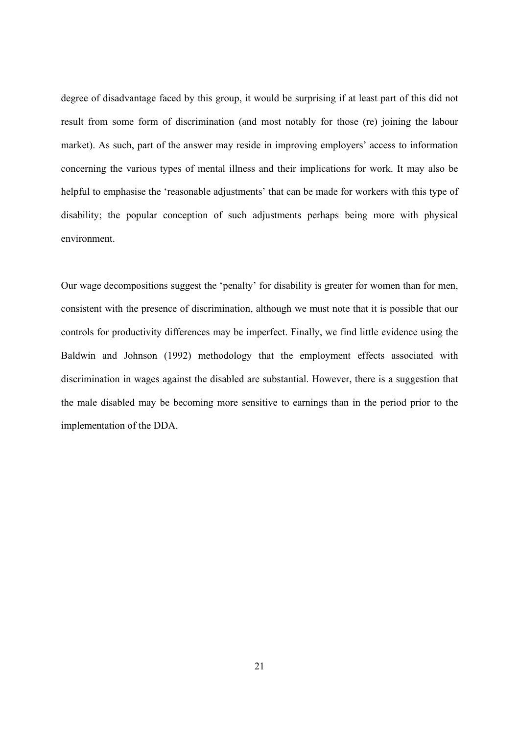degree of disadvantage faced by this group, it would be surprising if at least part of this did not result from some form of discrimination (and most notably for those (re) joining the labour market). As such, part of the answer may reside in improving employers' access to information concerning the various types of mental illness and their implications for work. It may also be helpful to emphasise the 'reasonable adjustments' that can be made for workers with this type of disability; the popular conception of such adjustments perhaps being more with physical environment.

Our wage decompositions suggest the 'penalty' for disability is greater for women than for men, consistent with the presence of discrimination, although we must note that it is possible that our controls for productivity differences may be imperfect. Finally, we find little evidence using the Baldwin and Johnson (1992) methodology that the employment effects associated with discrimination in wages against the disabled are substantial. However, there is a suggestion that the male disabled may be becoming more sensitive to earnings than in the period prior to the implementation of the DDA.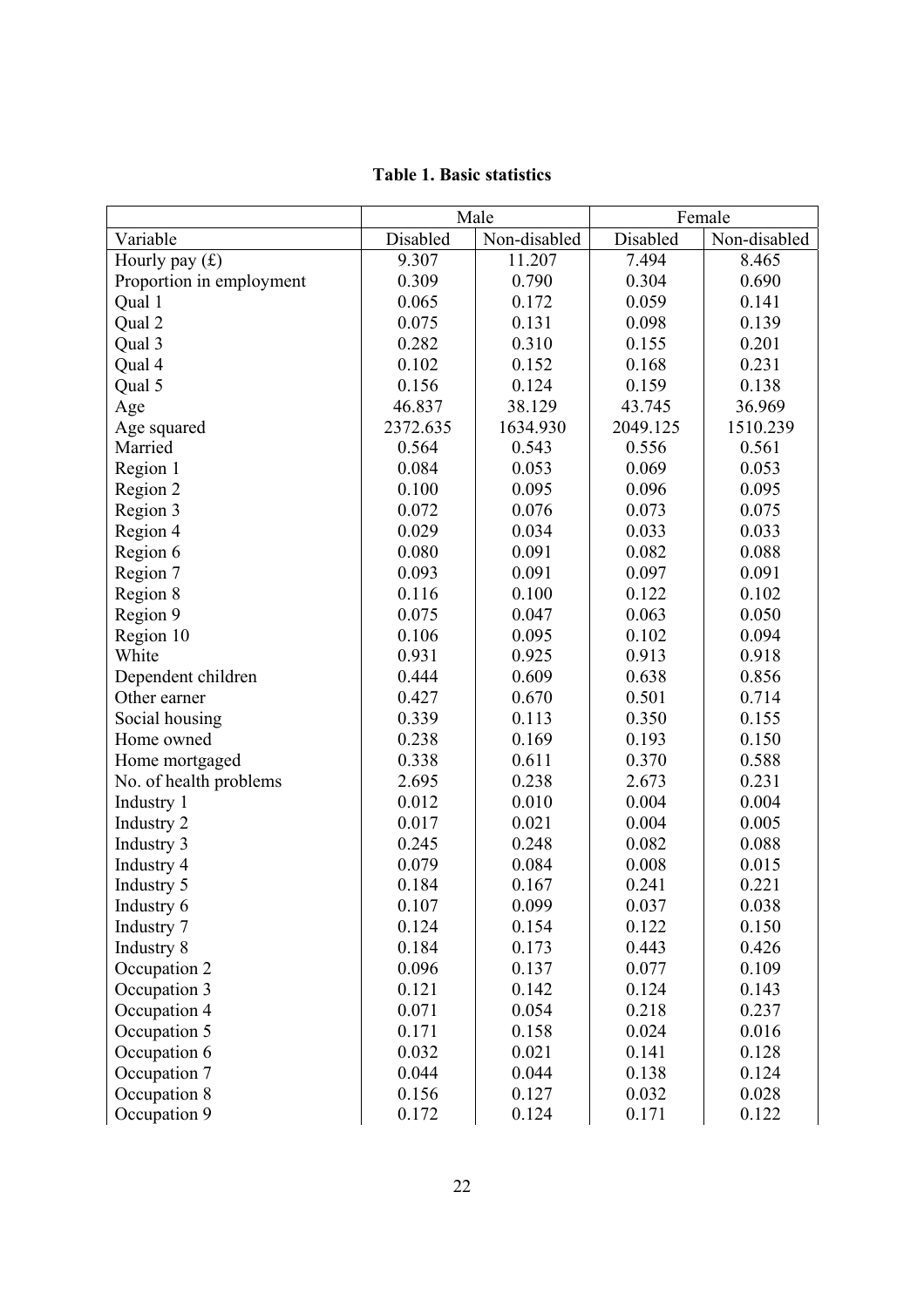**Table 1. Basic statistics**

| | Male | | Female | |
|---|---|---|---|---|
| Variable | Disabled | Non-disabled | Disabled | Non-disabled |
| Hourly pay (£) | 9.307 | 11.207 | 7.494 | 8.465 |
| Proportion in employment | 0.309 | 0.790 | 0.304 | 0.690 |
| Qual 1 | 0.065 | 0.172 | 0.059 | 0.141 |
| Qual 2 | 0.075 | 0.131 | 0.098 | 0.139 |
| Qual 3 | 0.282 | 0.310 | 0.155 | 0.201 |
| Qual 4 | 0.102 | 0.152 | 0.168 | 0.231 |
| Qual 5 | 0.156 | 0.124 | 0.159 | 0.138 |
| Age | 46.837 | 38.129 | 43.745 | 36.969 |
| Age squared | 2372.635 | 1634.930 | 2049.125 | 1510.239 |
| Married | 0.564 | 0.543 | 0.556 | 0.561 |
| Region 1 | 0.084 | 0.053 | 0.069 | 0.053 |
| Region 2 | 0.100 | 0.095 | 0.096 | 0.095 |
| Region 3 | 0.072 | 0.076 | 0.073 | 0.075 |
| Region 4 | 0.029 | 0.034 | 0.033 | 0.033 |
| Region 6 | 0.080 | 0.091 | 0.082 | 0.088 |
| Region 7 | 0.093 | 0.091 | 0.097 | 0.091 |
| Region 8 | 0.116 | 0.100 | 0.122 | 0.102 |
| Region 9 | 0.075 | 0.047 | 0.063 | 0.050 |
| Region 10 | 0.106 | 0.095 | 0.102 | 0.094 |
| White | 0.931 | 0.925 | 0.913 | 0.918 |
| Dependent children | 0.444 | 0.609 | 0.638 | 0.856 |
| Other earner | 0.427 | 0.670 | 0.501 | 0.714 |
| Social housing | 0.339 | 0.113 | 0.350 | 0.155 |
| Home owned | 0.238 | 0.169 | 0.193 | 0.150 |
| Home mortgaged | 0.338 | 0.611 | 0.370 | 0.588 |
| No. of health problems | 2.695 | 0.238 | 2.673 | 0.231 |
| Industry 1 | 0.012 | 0.010 | 0.004 | 0.004 |
| Industry 2 | 0.017 | 0.021 | 0.004 | 0.005 |
| Industry 3 | 0.245 | 0.248 | 0.082 | 0.088 |
| Industry 4 | 0.079 | 0.084 | 0.008 | 0.015 |
| Industry 5 | 0.184 | 0.167 | 0.241 | 0.221 |
| Industry 6 | 0.107 | 0.099 | 0.037 | 0.038 |
| Industry 7 | 0.124 | 0.154 | 0.122 | 0.150 |
| Industry 8 | 0.184 | 0.173 | 0.443 | 0.426 |
| Occupation 2 | 0.096 | 0.137 | 0.077 | 0.109 |
| Occupation 3 | 0.121 | 0.142 | 0.124 | 0.143 |
| Occupation 4 | 0.071 | 0.054 | 0.218 | 0.237 |
| Occupation 5 | 0.171 | 0.158 | 0.024 | 0.016 |
| Occupation 6 | 0.032 | 0.021 | 0.141 | 0.128 |
| Occupation 7 | 0.044 | 0.044 | 0.138 | 0.124 |
| Occupation 8 | 0.156 | 0.127 | 0.032 | 0.028 |
| Occupation 9 | 0.172 | 0.124 | 0.171 | 0.122 |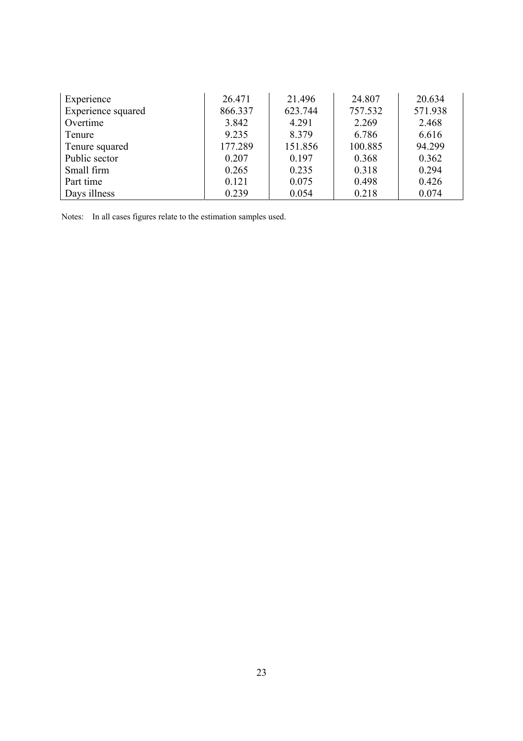| | | | | |
|---|---|---|---|---|
| Experience | 26.471 | 21.496 | 24.807 | 20.634 |
| Experience squared | 866.337 | 623.744 | 757.532 | 571.938 |
| Overtime | 3.842 | 4.291 | 2.269 | 2.468 |
| Tenure | 9.235 | 8.379 | 6.786 | 6.616 |
| Tenure squared | 177.289 | 151.856 | 100.885 | 94.299 |
| Public sector | 0.207 | 0.197 | 0.368 | 0.362 |
| Small firm | 0.265 | 0.235 | 0.318 | 0.294 |
| Part time | 0.121 | 0.075 | 0.498 | 0.426 |
| Days illness | 0.239 | 0.054 | 0.218 | 0.074 |

Notes: In all cases figures relate to the estimation samples used.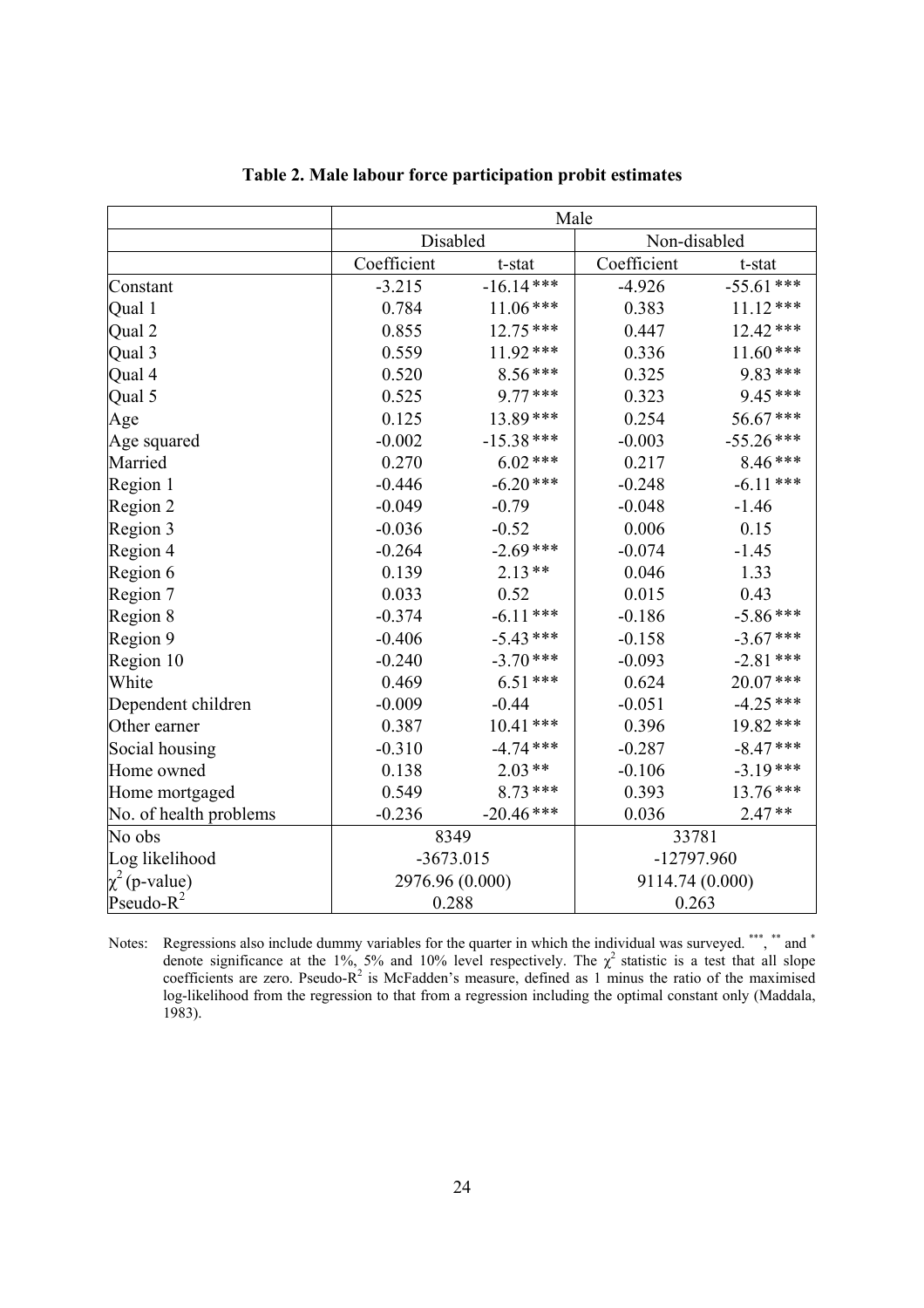**Table 2. Male labour force participation probit estimates**

| | Male | | | |
|---|---|---|---|---|
| | Disabled | | Non-disabled | |
| | Coefficient | t-stat | Coefficient | t-stat |
| Constant | -3.215 | -16.14 *** | -4.926 | -55.61 *** |
| Qual 1 | 0.784 | 11.06 *** | 0.383 | 11.12 *** |
| Qual 2 | 0.855 | 12.75 *** | 0.447 | 12.42 *** |
| Qual 3 | 0.559 | 11.92 *** | 0.336 | 11.60 *** |
| Qual 4 | 0.520 | 8.56 *** | 0.325 | 9.83 *** |
| Qual 5 | 0.525 | 9.77 *** | 0.323 | 9.45 *** |
| Age | 0.125 | 13.89 *** | 0.254 | 56.67 *** |
| Age squared | -0.002 | -15.38 *** | -0.003 | -55.26 *** |
| Married | 0.270 | 6.02 *** | 0.217 | 8.46 *** |
| Region 1 | -0.446 | -6.20 *** | -0.248 | -6.11 *** |
| Region 2 | -0.049 | -0.79 | -0.048 | -1.46 |
| Region 3 | -0.036 | -0.52 | 0.006 | 0.15 |
| Region 4 | -0.264 | -2.69 *** | -0.074 | -1.45 |
| Region 6 | 0.139 | 2.13 ** | 0.046 | 1.33 |
| Region 7 | 0.033 | 0.52 | 0.015 | 0.43 |
| Region 8 | -0.374 | -6.11 *** | -0.186 | -5.86 *** |
| Region 9 | -0.406 | -5.43 *** | -0.158 | -3.67 *** |
| Region 10 | -0.240 | -3.70 *** | -0.093 | -2.81 *** |
| White | 0.469 | 6.51 *** | 0.624 | 20.07 *** |
| Dependent children | -0.009 | -0.44 | -0.051 | -4.25 *** |
| Other earner | 0.387 | 10.41 *** | 0.396 | 19.82 *** |
| Social housing | -0.310 | -4.74 *** | -0.287 | -8.47 *** |
| Home owned | 0.138 | 2.03 ** | -0.106 | -3.19 *** |
| Home mortgaged | 0.549 | 8.73 *** | 0.393 | 13.76 *** |
| No. of health problems | -0.236 | -20.46 *** | 0.036 | 2.47 ** |
| No obs | 8349 | | 33781 | |
| Log likelihood | -3673.015 | | -12797.960 | |
| $\chi^2$ (p-value) | 2976.96 (0.000) | | 9114.74 (0.000) | |
| Pseudo-$R^2$ | 0.288 | | 0.263 | |

Notes: Regressions also include dummy variables for the quarter in which the individual was surveyed. ***, ** and * denote significance at the 1%, 5% and 10% level respectively. The $\chi^2$ statistic is a test that all slope coefficients are zero. Pseudo-$R^2$ is McFadden's measure, defined as 1 minus the ratio of the maximised log-likelihood from the regression to that from a regression including the optimal constant only (Maddala, 1983).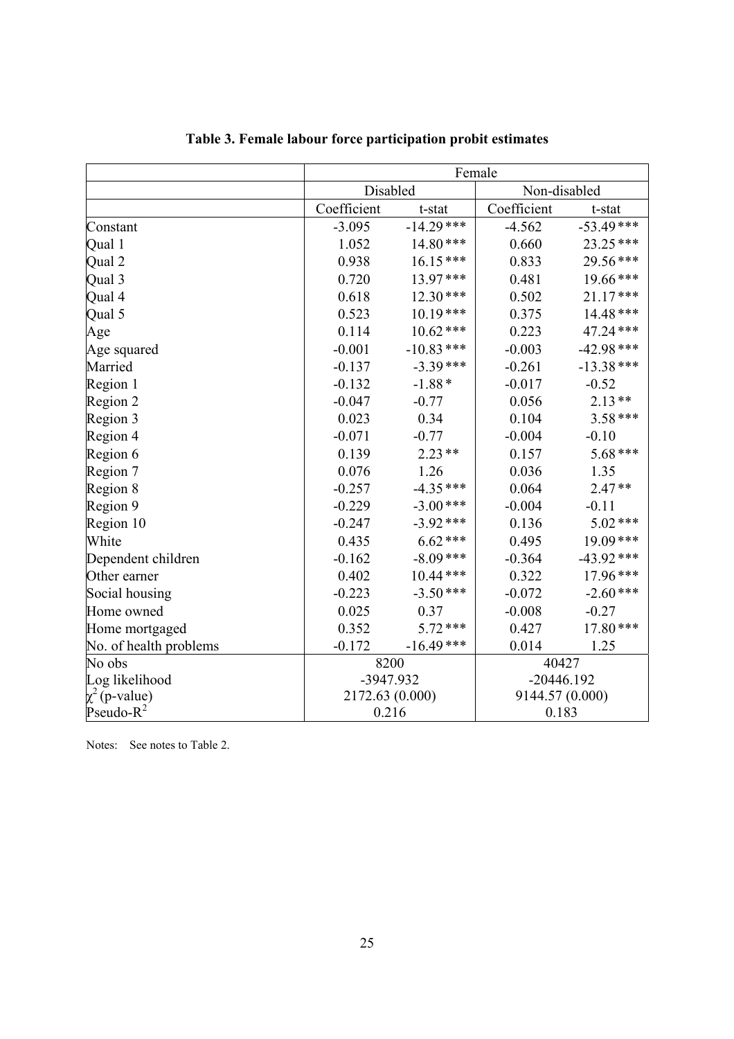**Table 3. Female labour force participation probit estimates**

| | Female | | | |
|---|---|---|---|---|
| | Disabled | | Non-disabled | |
| | Coefficient | t-stat | Coefficient | t-stat |
| Constant | -3.095 | -14.29 *** | -4.562 | -53.49 *** |
| Qual 1 | 1.052 | 14.80 *** | 0.660 | 23.25 *** |
| Qual 2 | 0.938 | 16.15 *** | 0.833 | 29.56 *** |
| Qual 3 | 0.720 | 13.97 *** | 0.481 | 19.66 *** |
| Qual 4 | 0.618 | 12.30 *** | 0.502 | 21.17 *** |
| Qual 5 | 0.523 | 10.19 *** | 0.375 | 14.48 *** |
| Age | 0.114 | 10.62 *** | 0.223 | 47.24 *** |
| Age squared | -0.001 | -10.83 *** | -0.003 | -42.98 *** |
| Married | -0.137 | -3.39 *** | -0.261 | -13.38 *** |
| Region 1 | -0.132 | -1.88 * | -0.017 | -0.52 |
| Region 2 | -0.047 | -0.77 | 0.056 | 2.13 ** |
| Region 3 | 0.023 | 0.34 | 0.104 | 3.58 *** |
| Region 4 | -0.071 | -0.77 | -0.004 | -0.10 |
| Region 6 | 0.139 | 2.23 ** | 0.157 | 5.68 *** |
| Region 7 | 0.076 | 1.26 | 0.036 | 1.35 |
| Region 8 | -0.257 | -4.35 *** | 0.064 | 2.47 ** |
| Region 9 | -0.229 | -3.00 *** | -0.004 | -0.11 |
| Region 10 | -0.247 | -3.92 *** | 0.136 | 5.02 *** |
| White | 0.435 | 6.62 *** | 0.495 | 19.09 *** |
| Dependent children | -0.162 | -8.09 *** | -0.364 | -43.92 *** |
| Other earner | 0.402 | 10.44 *** | 0.322 | 17.96 *** |
| Social housing | -0.223 | -3.50 *** | -0.072 | -2.60 *** |
| Home owned | 0.025 | 0.37 | -0.008 | -0.27 |
| Home mortgaged | 0.352 | 5.72 *** | 0.427 | 17.80 *** |
| No. of health problems | -0.172 | -16.49 *** | 0.014 | 1.25 |
| No obs | 8200 | | 40427 | |
| Log likelihood | -3947.932 | | -20446.192 | |
| $\chi^2$ (p-value) | 2172.63 (0.000) | | 9144.57 (0.000) | |
| Pseudo-$R^2$ | 0.216 | | 0.183 | |

Notes: See notes to Table 2.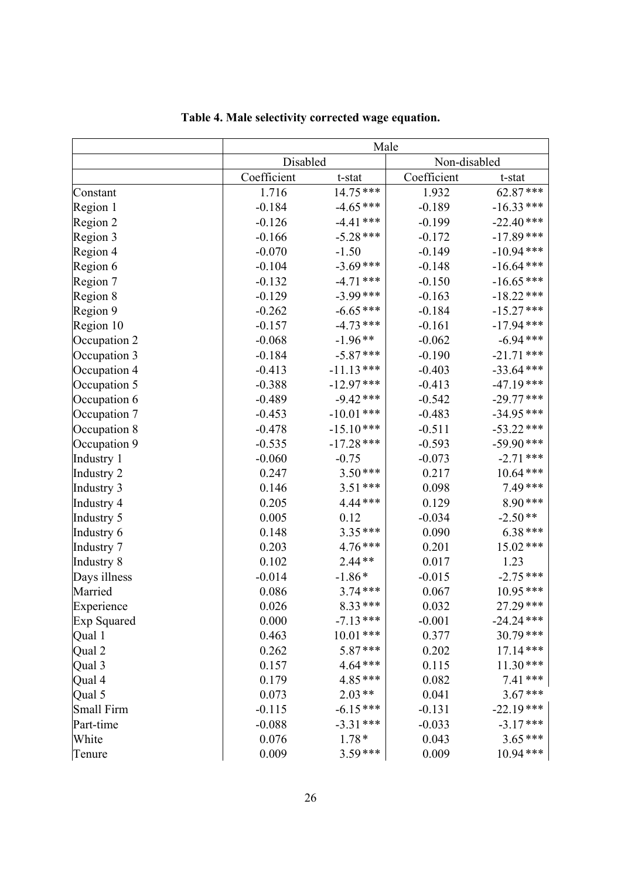**Table 4. Male selectivity corrected wage equation.**

| | Male | | | |
|---|---|---|---|---|
| | Disabled | | Non-disabled | |
| | Coefficient | t-stat | Coefficient | t-stat |
| Constant | 1.716 | 14.75*** | 1.932 | 62.87*** |
| Region 1 | -0.184 | -4.65*** | -0.189 | -16.33*** |
| Region 2 | -0.126 | -4.41*** | -0.199 | -22.40*** |
| Region 3 | -0.166 | -5.28*** | -0.172 | -17.89*** |
| Region 4 | -0.070 | -1.50 | -0.149 | -10.94*** |
| Region 6 | -0.104 | -3.69*** | -0.148 | -16.64*** |
| Region 7 | -0.132 | -4.71*** | -0.150 | -16.65*** |
| Region 8 | -0.129 | -3.99*** | -0.163 | -18.22*** |
| Region 9 | -0.262 | -6.65*** | -0.184 | -15.27*** |
| Region 10 | -0.157 | -4.73*** | -0.161 | -17.94*** |
| Occupation 2 | -0.068 | -1.96** | -0.062 | -6.94*** |
| Occupation 3 | -0.184 | -5.87*** | -0.190 | -21.71*** |
| Occupation 4 | -0.413 | -11.13*** | -0.403 | -33.64*** |
| Occupation 5 | -0.388 | -12.97*** | -0.413 | -47.19*** |
| Occupation 6 | -0.489 | -9.42*** | -0.542 | -29.77*** |
| Occupation 7 | -0.453 | -10.01*** | -0.483 | -34.95*** |
| Occupation 8 | -0.478 | -15.10*** | -0.511 | -53.22*** |
| Occupation 9 | -0.535 | -17.28*** | -0.593 | -59.90*** |
| Industry 1 | -0.060 | -0.75 | -0.073 | -2.71*** |
| Industry 2 | 0.247 | 3.50*** | 0.217 | 10.64*** |
| Industry 3 | 0.146 | 3.51*** | 0.098 | 7.49*** |
| Industry 4 | 0.205 | 4.44*** | 0.129 | 8.90*** |
| Industry 5 | 0.005 | 0.12 | -0.034 | -2.50** |
| Industry 6 | 0.148 | 3.35*** | 0.090 | 6.38*** |
| Industry 7 | 0.203 | 4.76*** | 0.201 | 15.02*** |
| Industry 8 | 0.102 | 2.44** | 0.017 | 1.23 |
| Days illness | -0.014 | -1.86* | -0.015 | -2.75*** |
| Married | 0.086 | 3.74*** | 0.067 | 10.95*** |
| Experience | 0.026 | 8.33*** | 0.032 | 27.29*** |
| Exp Squared | 0.000 | -7.13*** | -0.001 | -24.24*** |
| Qual 1 | 0.463 | 10.01*** | 0.377 | 30.79*** |
| Qual 2 | 0.262 | 5.87*** | 0.202 | 17.14*** |
| Qual 3 | 0.157 | 4.64*** | 0.115 | 11.30*** |
| Qual 4 | 0.179 | 4.85*** | 0.082 | 7.41*** |
| Qual 5 | 0.073 | 2.03** | 0.041 | 3.67*** |
| Small Firm | -0.115 | -6.15*** | -0.131 | -22.19*** |
| Part-time | -0.088 | -3.31*** | -0.033 | -3.17*** |
| White | 0.076 | 1.78* | 0.043 | 3.65*** |
| Tenure | 0.009 | 3.59*** | 0.009 | 10.94*** |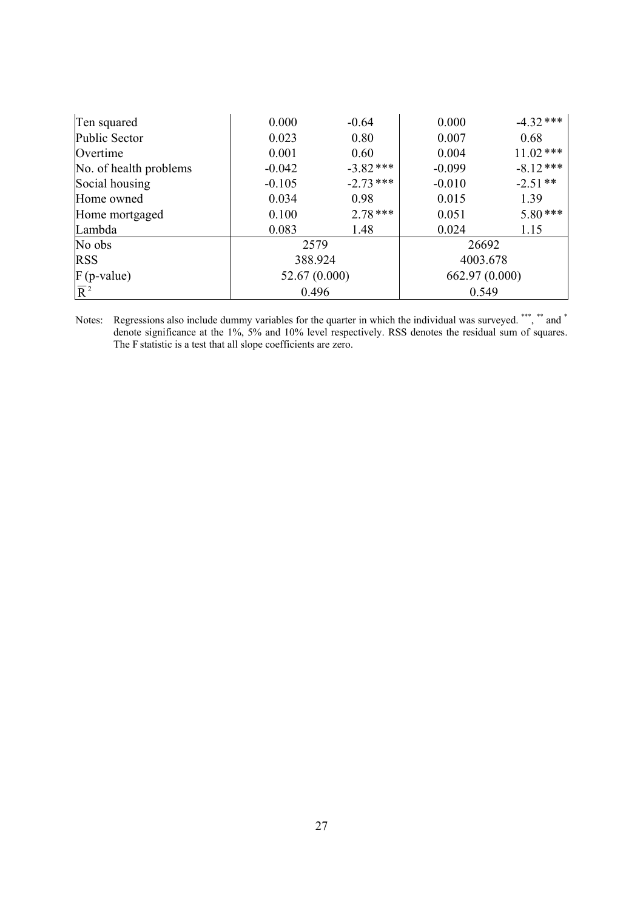| | | | | |
|---|---|---|---|---|
| Ten squared | 0.000 | -0.64 | 0.000 | -4.32 *** |
| Public Sector | 0.023 | 0.80 | 0.007 | 0.68 |
| Overtime | 0.001 | 0.60 | 0.004 | 11.02 *** |
| No. of health problems | -0.042 | -3.82 *** | -0.099 | -8.12 *** |
| Social housing | -0.105 | -2.73 *** | -0.010 | -2.51 ** |
| Home owned | 0.034 | 0.98 | 0.015 | 1.39 |
| Home mortgaged | 0.100 | 2.78 *** | 0.051 | 5.80 *** |
| Lambda | 0.083 | 1.48 | 0.024 | 1.15 |
| No obs | 2579 | | 26692 | |
| RSS | 388.924 | | 4003.678 | |
| F (p-value) | 52.67 (0.000) | | 662.97 (0.000) | |
| $\overline{R}^2$ | 0.496 | | 0.549 | |

Notes: Regressions also include dummy variables for the quarter in which the individual was surveyed. ***, ** and * denote significance at the 1%, 5% and 10% level respectively. RSS denotes the residual sum of squares. The F statistic is a test that all slope coefficients are zero.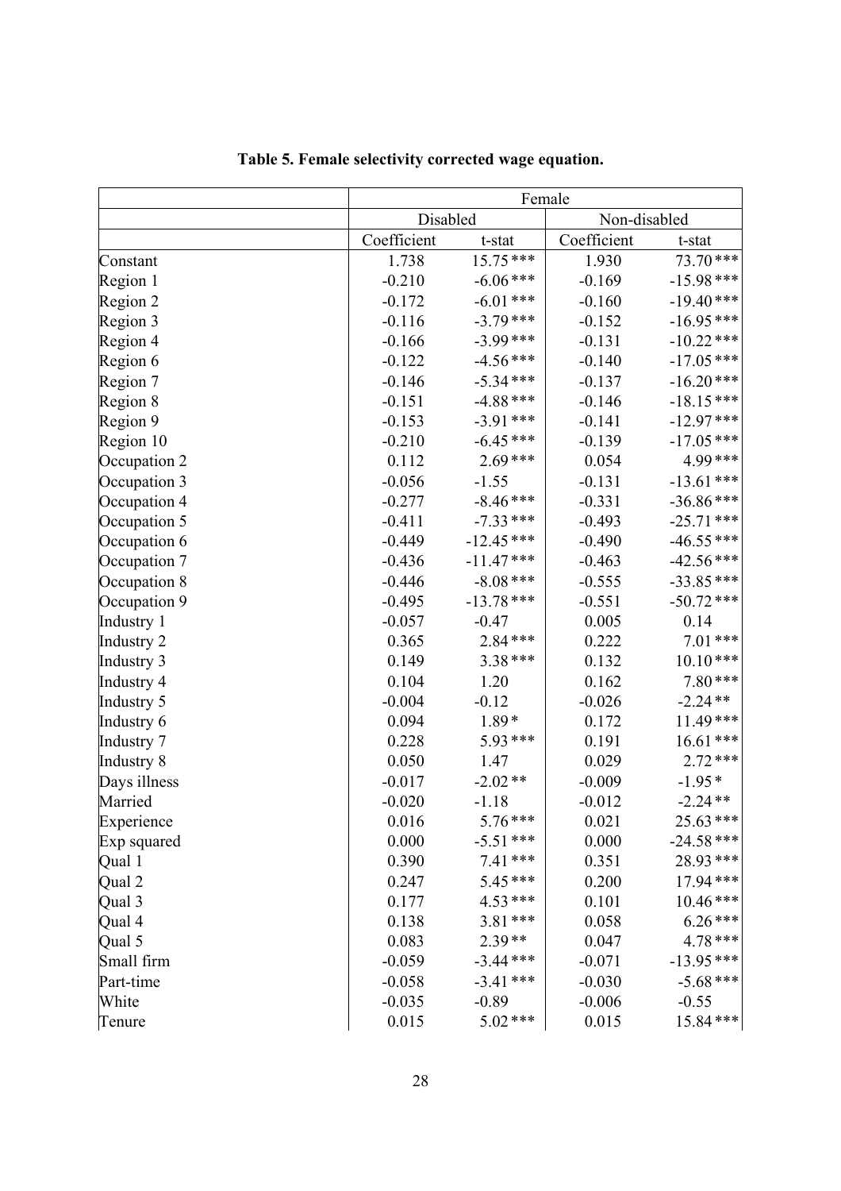**Table 5. Female selectivity corrected wage equation.**

| | Female | | | |
|---|---|---|---|---|
| | Disabled | | Non-disabled | |
| | Coefficient | t-stat | Coefficient | t-stat |
| Constant | 1.738 | 15.75 *** | 1.930 | 73.70 *** |
| Region 1 | -0.210 | -6.06 *** | -0.169 | -15.98 *** |
| Region 2 | -0.172 | -6.01 *** | -0.160 | -19.40 *** |
| Region 3 | -0.116 | -3.79 *** | -0.152 | -16.95 *** |
| Region 4 | -0.166 | -3.99 *** | -0.131 | -10.22 *** |
| Region 6 | -0.122 | -4.56 *** | -0.140 | -17.05 *** |
| Region 7 | -0.146 | -5.34 *** | -0.137 | -16.20 *** |
| Region 8 | -0.151 | -4.88 *** | -0.146 | -18.15 *** |
| Region 9 | -0.153 | -3.91 *** | -0.141 | -12.97 *** |
| Region 10 | -0.210 | -6.45 *** | -0.139 | -17.05 *** |
| Occupation 2 | 0.112 | 2.69 *** | 0.054 | 4.99 *** |
| Occupation 3 | -0.056 | -1.55 | -0.131 | -13.61 *** |
| Occupation 4 | -0.277 | -8.46 *** | -0.331 | -36.86 *** |
| Occupation 5 | -0.411 | -7.33 *** | -0.493 | -25.71 *** |
| Occupation 6 | -0.449 | -12.45 *** | -0.490 | -46.55 *** |
| Occupation 7 | -0.436 | -11.47 *** | -0.463 | -42.56 *** |
| Occupation 8 | -0.446 | -8.08 *** | -0.555 | -33.85 *** |
| Occupation 9 | -0.495 | -13.78 *** | -0.551 | -50.72 *** |
| Industry 1 | -0.057 | -0.47 | 0.005 | 0.14 |
| Industry 2 | 0.365 | 2.84 *** | 0.222 | 7.01 *** |
| Industry 3 | 0.149 | 3.38 *** | 0.132 | 10.10 *** |
| Industry 4 | 0.104 | 1.20 | 0.162 | 7.80 *** |
| Industry 5 | -0.004 | -0.12 | -0.026 | -2.24 ** |
| Industry 6 | 0.094 | 1.89 * | 0.172 | 11.49 *** |
| Industry 7 | 0.228 | 5.93 *** | 0.191 | 16.61 *** |
| Industry 8 | 0.050 | 1.47 | 0.029 | 2.72 *** |
| Days illness | -0.017 | -2.02 ** | -0.009 | -1.95 * |
| Married | -0.020 | -1.18 | -0.012 | -2.24 ** |
| Experience | 0.016 | 5.76 *** | 0.021 | 25.63 *** |
| Exp squared | 0.000 | -5.51 *** | 0.000 | -24.58 *** |
| Qual 1 | 0.390 | 7.41 *** | 0.351 | 28.93 *** |
| Qual 2 | 0.247 | 5.45 *** | 0.200 | 17.94 *** |
| Qual 3 | 0.177 | 4.53 *** | 0.101 | 10.46 *** |
| Qual 4 | 0.138 | 3.81 *** | 0.058 | 6.26 *** |
| Qual 5 | 0.083 | 2.39 ** | 0.047 | 4.78 *** |
| Small firm | -0.059 | -3.44 *** | -0.071 | -13.95 *** |
| Part-time | -0.058 | -3.41 *** | -0.030 | -5.68 *** |
| White | -0.035 | -0.89 | -0.006 | -0.55 |
| Tenure | 0.015 | 5.02 *** | 0.015 | 15.84 *** |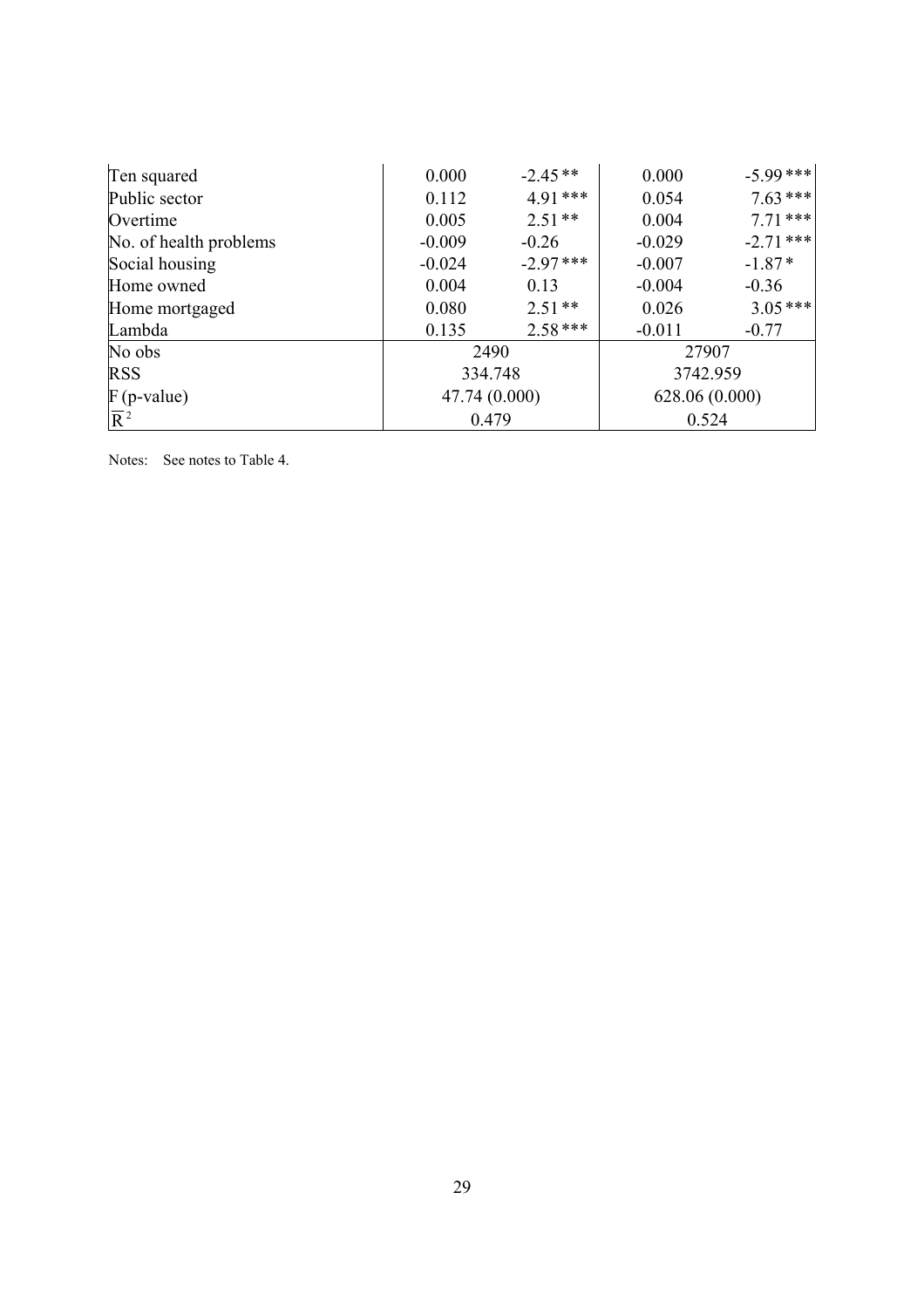| | | | | |
|---|---|---|---|---|
| Ten squared | 0.000 | -2.45 ** | 0.000 | -5.99 *** |
| Public sector | 0.112 | 4.91 *** | 0.054 | 7.63 *** |
| Overtime | 0.005 | 2.51 ** | 0.004 | 7.71 *** |
| No. of health problems | -0.009 | -0.26 | -0.029 | -2.71 *** |
| Social housing | -0.024 | -2.97 *** | -0.007 | -1.87 * |
| Home owned | 0.004 | 0.13 | -0.004 | -0.36 |
| Home mortgaged | 0.080 | 2.51 ** | 0.026 | 3.05 *** |
| Lambda | 0.135 | 2.58 *** | -0.011 | -0.77 |
| No obs | 2490 | | 27907 | |
| RSS | 334.748 | | 3742.959 | |
| F (p-value) | 47.74 (0.000) | | 628.06 (0.000) | |
| $\overline{R}^2$ | 0.479 | | 0.524 | |

Notes: See notes to Table 4.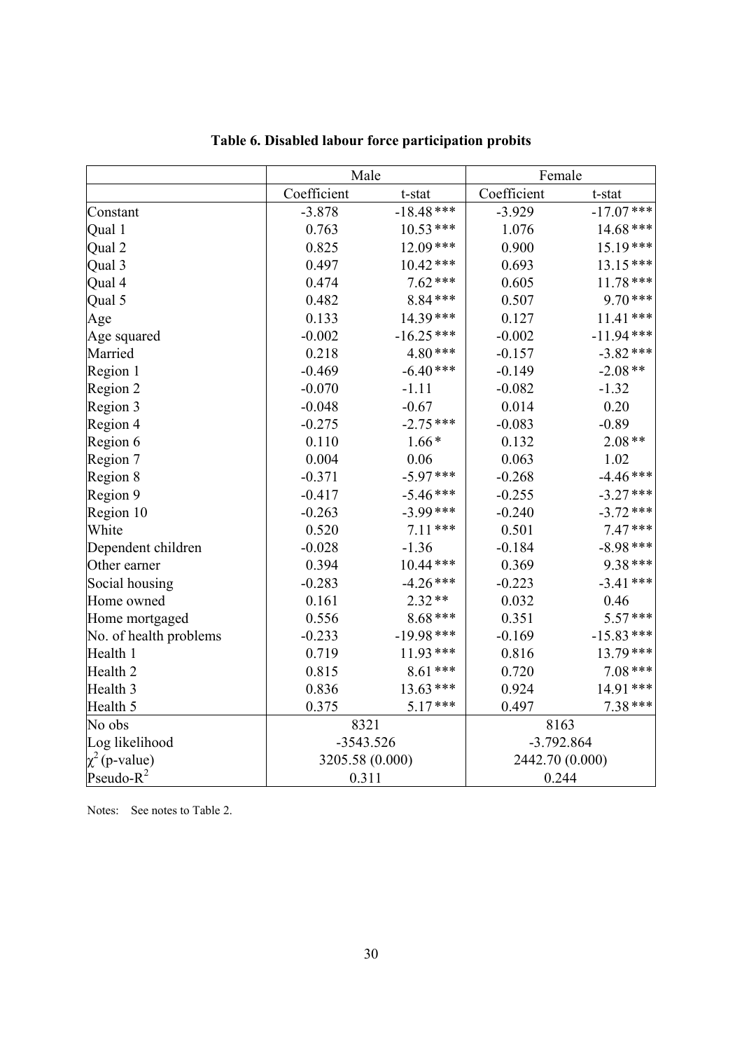**Table 6. Disabled labour force participation probits**

| | Male | | Female | |
|---|---|---|---|---|
| | Coefficient | t-stat | Coefficient | t-stat |
| Constant | -3.878 | -18.48*** | -3.929 | -17.07*** |
| Qual 1 | 0.763 | 10.53*** | 1.076 | 14.68*** |
| Qual 2 | 0.825 | 12.09*** | 0.900 | 15.19*** |
| Qual 3 | 0.497 | 10.42*** | 0.693 | 13.15*** |
| Qual 4 | 0.474 | 7.62*** | 0.605 | 11.78*** |
| Qual 5 | 0.482 | 8.84*** | 0.507 | 9.70*** |
| Age | 0.133 | 14.39*** | 0.127 | 11.41*** |
| Age squared | -0.002 | -16.25*** | -0.002 | -11.94*** |
| Married | 0.218 | 4.80*** | -0.157 | -3.82*** |
| Region 1 | -0.469 | -6.40*** | -0.149 | -2.08** |
| Region 2 | -0.070 | -1.11 | -0.082 | -1.32 |
| Region 3 | -0.048 | -0.67 | 0.014 | 0.20 |
| Region 4 | -0.275 | -2.75*** | -0.083 | -0.89 |
| Region 6 | 0.110 | 1.66* | 0.132 | 2.08** |
| Region 7 | 0.004 | 0.06 | 0.063 | 1.02 |
| Region 8 | -0.371 | -5.97*** | -0.268 | -4.46*** |
| Region 9 | -0.417 | -5.46*** | -0.255 | -3.27*** |
| Region 10 | -0.263 | -3.99*** | -0.240 | -3.72*** |
| White | 0.520 | 7.11*** | 0.501 | 7.47*** |
| Dependent children | -0.028 | -1.36 | -0.184 | -8.98*** |
| Other earner | 0.394 | 10.44*** | 0.369 | 9.38*** |
| Social housing | -0.283 | -4.26*** | -0.223 | -3.41*** |
| Home owned | 0.161 | 2.32** | 0.032 | 0.46 |
| Home mortgaged | 0.556 | 8.68*** | 0.351 | 5.57*** |
| No. of health problems | -0.233 | -19.98*** | -0.169 | -15.83*** |
| Health 1 | 0.719 | 11.93*** | 0.816 | 13.79*** |
| Health 2 | 0.815 | 8.61*** | 0.720 | 7.08*** |
| Health 3 | 0.836 | 13.63*** | 0.924 | 14.91*** |
| Health 5 | 0.375 | 5.17*** | 0.497 | 7.38*** |
| No obs | 8321 | | 8163 | |
| Log likelihood | -3543.526 | | -3.792.864 | |
| $\chi^2$ (p-value) | 3205.58 (0.000) | | 2442.70 (0.000) | |
| Pseudo-$R^2$ | 0.311 | | 0.244 | |

Notes: See notes to Table 2.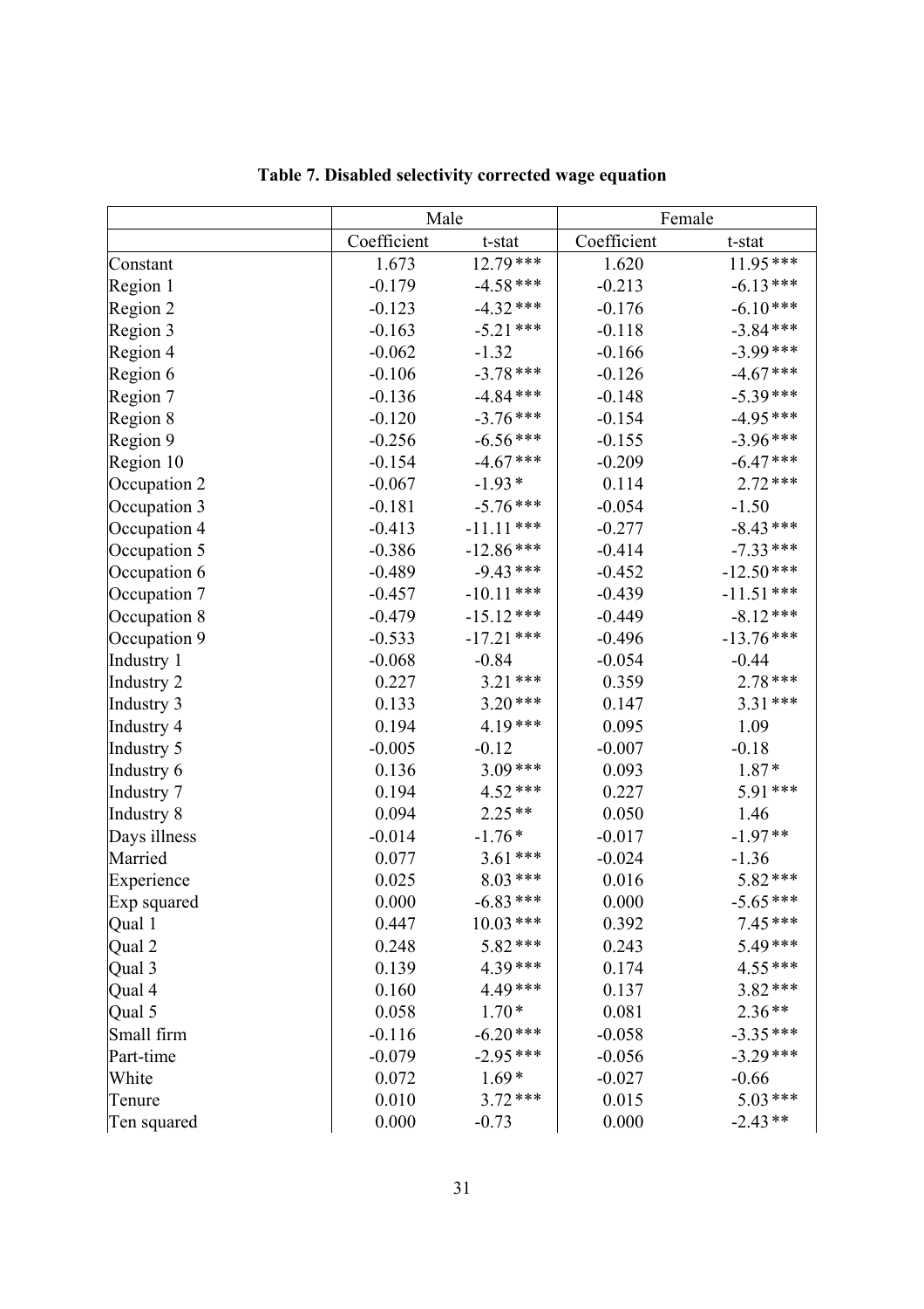**Table 7. Disabled selectivity corrected wage equation**

| | Male | | Female | |
|---|---|---|---|---|
| | Coefficient | t-stat | Coefficient | t-stat |
| Constant | 1.673 | 12.79 *** | 1.620 | 11.95 *** |
| Region 1 | -0.179 | -4.58 *** | -0.213 | -6.13 *** |
| Region 2 | -0.123 | -4.32 *** | -0.176 | -6.10 *** |
| Region 3 | -0.163 | -5.21 *** | -0.118 | -3.84 *** |
| Region 4 | -0.062 | -1.32 | -0.166 | -3.99 *** |
| Region 6 | -0.106 | -3.78 *** | -0.126 | -4.67 *** |
| Region 7 | -0.136 | -4.84 *** | -0.148 | -5.39 *** |
| Region 8 | -0.120 | -3.76 *** | -0.154 | -4.95 *** |
| Region 9 | -0.256 | -6.56 *** | -0.155 | -3.96 *** |
| Region 10 | -0.154 | -4.67 *** | -0.209 | -6.47 *** |
| Occupation 2 | -0.067 | -1.93 * | 0.114 | 2.72 *** |
| Occupation 3 | -0.181 | -5.76 *** | -0.054 | -1.50 |
| Occupation 4 | -0.413 | -11.11 *** | -0.277 | -8.43 *** |
| Occupation 5 | -0.386 | -12.86 *** | -0.414 | -7.33 *** |
| Occupation 6 | -0.489 | -9.43 *** | -0.452 | -12.50 *** |
| Occupation 7 | -0.457 | -10.11 *** | -0.439 | -11.51 *** |
| Occupation 8 | -0.479 | -15.12 *** | -0.449 | -8.12 *** |
| Occupation 9 | -0.533 | -17.21 *** | -0.496 | -13.76 *** |
| Industry 1 | -0.068 | -0.84 | -0.054 | -0.44 |
| Industry 2 | 0.227 | 3.21 *** | 0.359 | 2.78 *** |
| Industry 3 | 0.133 | 3.20 *** | 0.147 | 3.31 *** |
| Industry 4 | 0.194 | 4.19 *** | 0.095 | 1.09 |
| Industry 5 | -0.005 | -0.12 | -0.007 | -0.18 |
| Industry 6 | 0.136 | 3.09 *** | 0.093 | 1.87 * |
| Industry 7 | 0.194 | 4.52 *** | 0.227 | 5.91 *** |
| Industry 8 | 0.094 | 2.25 ** | 0.050 | 1.46 |
| Days illness | -0.014 | -1.76 * | -0.017 | -1.97 ** |
| Married | 0.077 | 3.61 *** | -0.024 | -1.36 |
| Experience | 0.025 | 8.03 *** | 0.016 | 5.82 *** |
| Exp squared | 0.000 | -6.83 *** | 0.000 | -5.65 *** |
| Qual 1 | 0.447 | 10.03 *** | 0.392 | 7.45 *** |
| Qual 2 | 0.248 | 5.82 *** | 0.243 | 5.49 *** |
| Qual 3 | 0.139 | 4.39 *** | 0.174 | 4.55 *** |
| Qual 4 | 0.160 | 4.49 *** | 0.137 | 3.82 *** |
| Qual 5 | 0.058 | 1.70 * | 0.081 | 2.36 ** |
| Small firm | -0.116 | -6.20 *** | -0.058 | -3.35 *** |
| Part-time | -0.079 | -2.95 *** | -0.056 | -3.29 *** |
| White | 0.072 | 1.69 * | -0.027 | -0.66 |
| Tenure | 0.010 | 3.72 *** | 0.015 | 5.03 *** |
| Ten squared | 0.000 | -0.73 | 0.000 | -2.43 ** |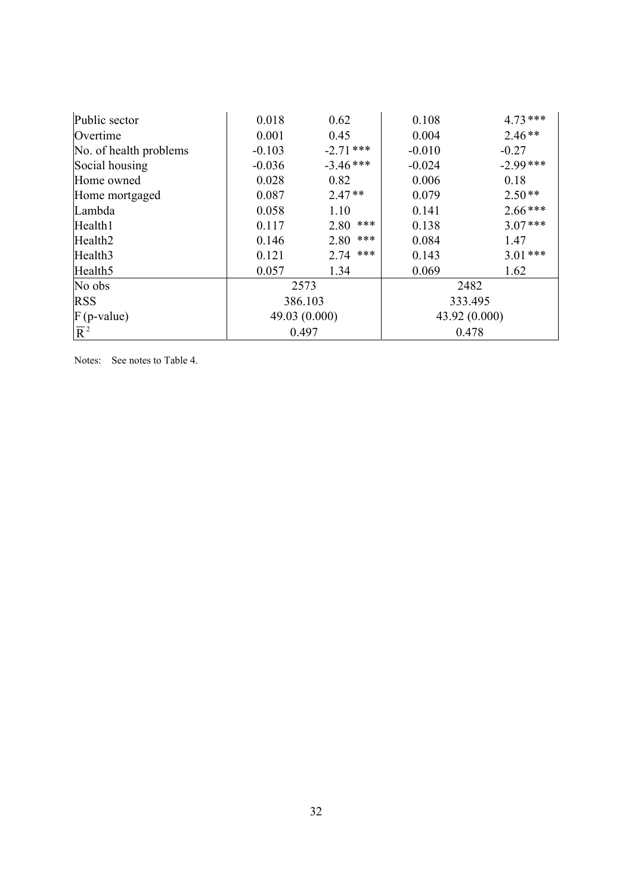| | | | | |
|---|---|---|---|---|
| Public sector | 0.018 | 0.62 | 0.108 | 4.73 *** |
| Overtime | 0.001 | 0.45 | 0.004 | 2.46 ** |
| No. of health problems | -0.103 | -2.71 *** | -0.010 | -0.27 |
| Social housing | -0.036 | -3.46 *** | -0.024 | -2.99 *** |
| Home owned | 0.028 | 0.82 | 0.006 | 0.18 |
| Home mortgaged | 0.087 | 2.47 ** | 0.079 | 2.50 ** |
| Lambda | 0.058 | 1.10 | 0.141 | 2.66 *** |
| Health1 | 0.117 | 2.80 *** | 0.138 | 3.07 *** |
| Health2 | 0.146 | 2.80 *** | 0.084 | 1.47 |
| Health3 | 0.121 | 2.74 *** | 0.143 | 3.01 *** |
| Health5 | 0.057 | 1.34 | 0.069 | 1.62 |
| No obs | 2573 | | 2482 | |
| RSS | 386.103 | | 333.495 | |
| F (p-value) | 49.03 (0.000) | | 43.92 (0.000) | |
| $\overline{R}^2$ | 0.497 | | 0.478 | |

Notes: See notes to Table 4.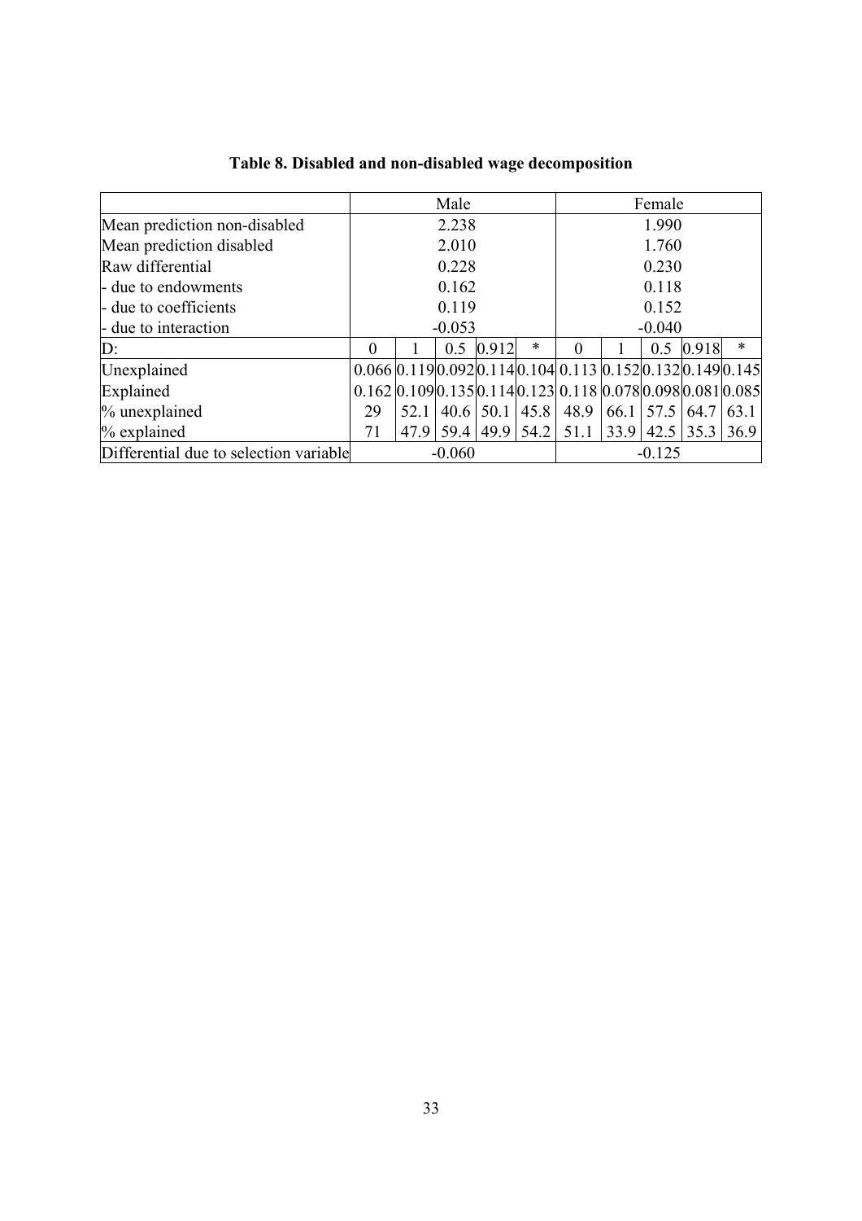**Table 8. Disabled and non-disabled wage decomposition**

| | Male | | | | | Female | | | | |
|---|---|---|---|---|---|---|---|---|---|---|
| Mean prediction non-disabled | 2.238 | | | | | 1.990 | | | | |
| Mean prediction disabled | 2.010 | | | | | 1.760 | | | | |
| Raw differential | 0.228 | | | | | 0.230 | | | | |
| - due to endowments | 0.162 | | | | | 0.118 | | | | |
| - due to coefficients | 0.119 | | | | | 0.152 | | | | |
| - due to interaction | -0.053 | | | | | -0.040 | | | | |
| D: | 0 | 1 | 0.5 | 0.912 | * | 0 | 1 | 0.5 | 0.918 | * |
| Unexplained | 0.066 | 0.119 | 0.092 | 0.114 | 0.104 | 0.113 | 0.152 | 0.132 | 0.149 | 0.145 |
| Explained | 0.162 | 0.109 | 0.135 | 0.114 | 0.123 | 0.118 | 0.078 | 0.098 | 0.081 | 0.085 |
| % unexplained | 29 | 52.1 | 40.6 | 50.1 | 45.8 | 48.9 | 66.1 | 57.5 | 64.7 | 63.1 |
| % explained | 71 | 47.9 | 59.4 | 49.9 | 54.2 | 51.1 | 33.9 | 42.5 | 35.3 | 36.9 |
| Differential due to selection variable | -0.060 | | | | | -0.125 | | | | |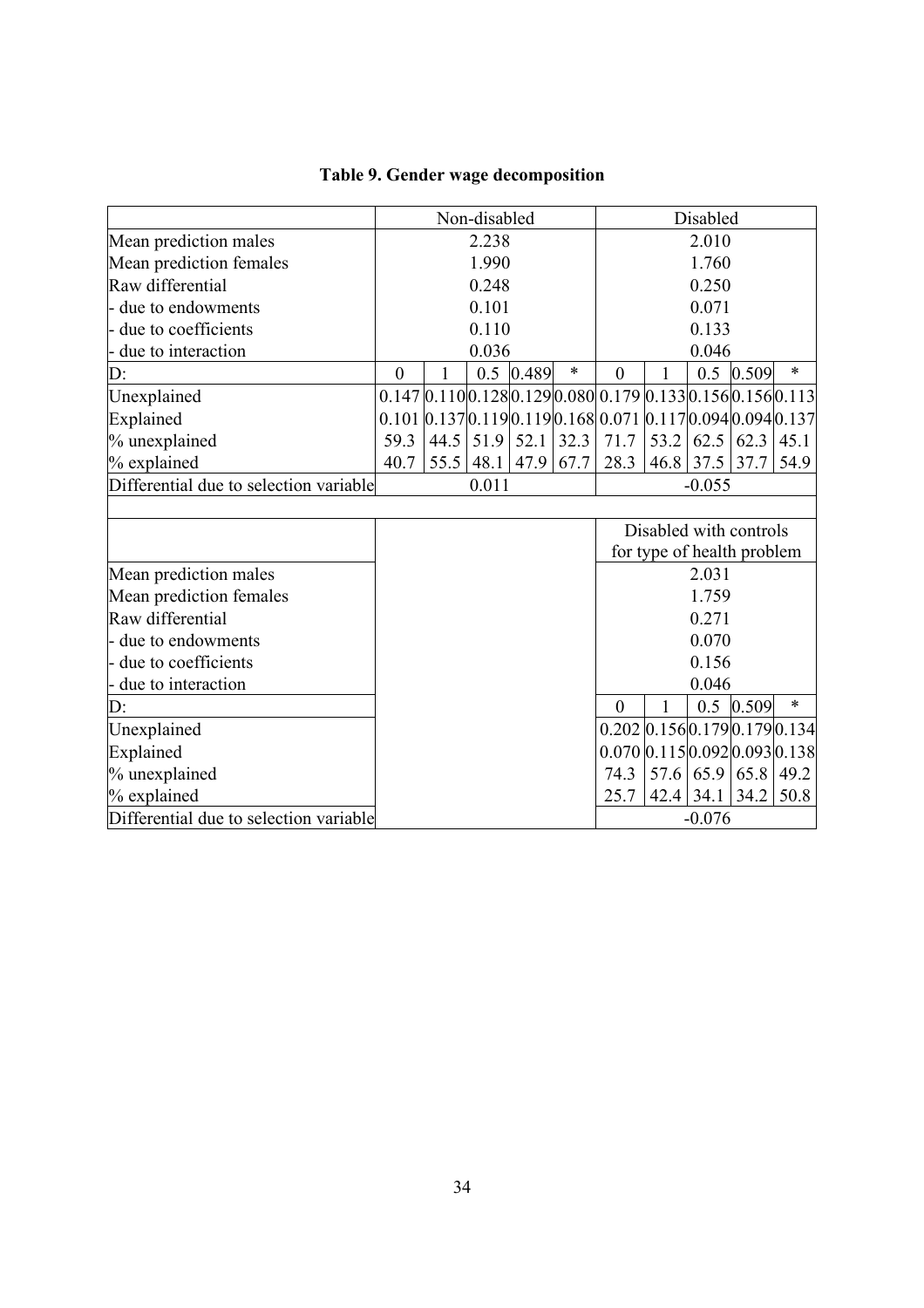**Table 9. Gender wage decomposition**

| | Non-disabled | | | | | Disabled | | | | |
|---|---|---|---|---|---|---|---|---|---|---|
| Mean prediction males | 2.238 | | | | | 2.010 | | | | |
| Mean prediction females | 1.990 | | | | | 1.760 | | | | |
| Raw differential | 0.248 | | | | | 0.250 | | | | |
| - due to endowments | 0.101 | | | | | 0.071 | | | | |
| - due to coefficients | 0.110 | | | | | 0.133 | | | | |
| - due to interaction | 0.036 | | | | | 0.046 | | | | |
| D: | 0 | 1 | 0.5 | 0.489 | * | 0 | 1 | 0.5 | 0.509 | * |
| Unexplained | 0.147 | 0.110 | 0.128 | 0.129 | 0.080 | 0.179 | 0.133 | 0.156 | 0.156 | 0.113 |
| Explained | 0.101 | 0.137 | 0.119 | 0.119 | 0.168 | 0.071 | 0.117 | 0.094 | 0.094 | 0.137 |
| % unexplained | 59.3 | 44.5 | 51.9 | 52.1 | 32.3 | 71.7 | 53.2 | 62.5 | 62.3 | 45.1 |
| % explained | 40.7 | 55.5 | 48.1 | 47.9 | 67.7 | 28.3 | 46.8 | 37.5 | 37.7 | 54.9 |
| Differential due to selection variable | 0.011 | | | | | -0.055 | | | | |

| | Disabled with controls for type of health problem | | | | |
|---|---|---|---|---|---|
| Mean prediction males | 2.031 | | | | |
| Mean prediction females | 1.759 | | | | |
| Raw differential | 0.271 | | | | |
| - due to endowments | 0.070 | | | | |
| - due to coefficients | 0.156 | | | | |
| - due to interaction | 0.046 | | | | |
| D: | 0 | 1 | 0.5 | 0.509 | * |
| Unexplained | 0.202 | 0.156 | 0.179 | 0.179 | 0.134 |
| Explained | 0.070 | 0.115 | 0.092 | 0.093 | 0.138 |
| % unexplained | 74.3 | 57.6 | 65.9 | 65.8 | 49.2 |
| % explained | 25.7 | 42.4 | 34.1 | 34.2 | 50.8 |
| Differential due to selection variable | -0.076 | | | | |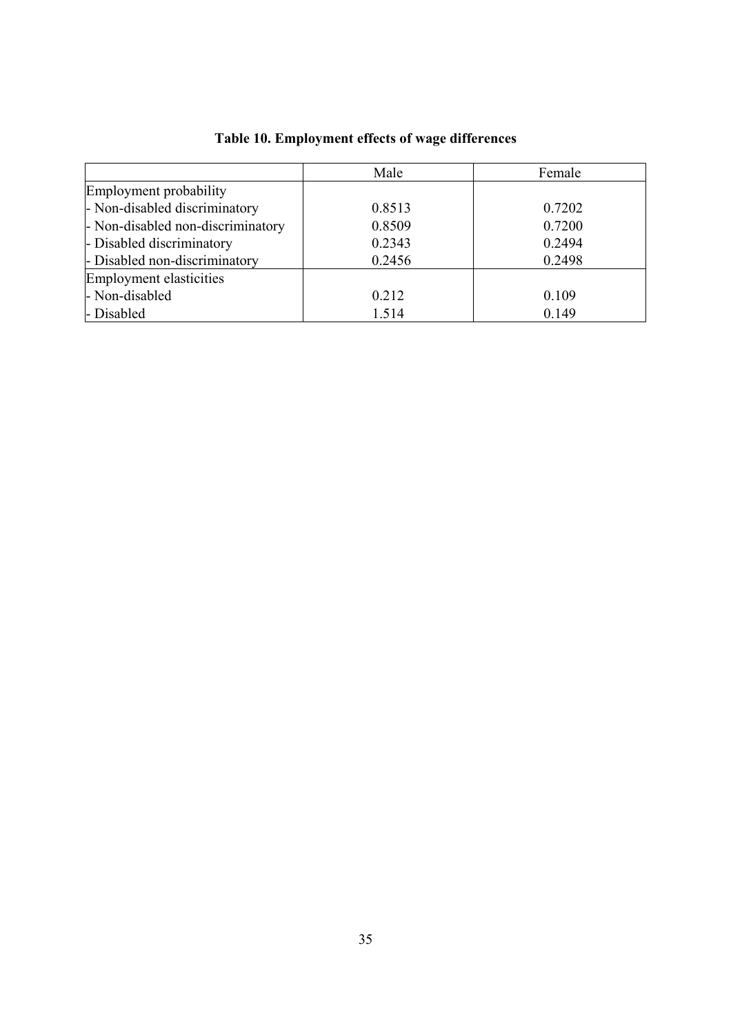**Table 10. Employment effects of wage differences**

| | Male | Female |
|---|---|---|
| Employment probability | | |
| - Non-disabled discriminatory | 0.8513 | 0.7202 |
| - Non-disabled non-discriminatory | 0.8509 | 0.7200 |
| - Disabled discriminatory | 0.2343 | 0.2494 |
| - Disabled non-discriminatory | 0.2456 | 0.2498 |
| Employment elasticities | | |
| - Non-disabled | 0.212 | 0.109 |
| - Disabled | 1.514 | 0.149 |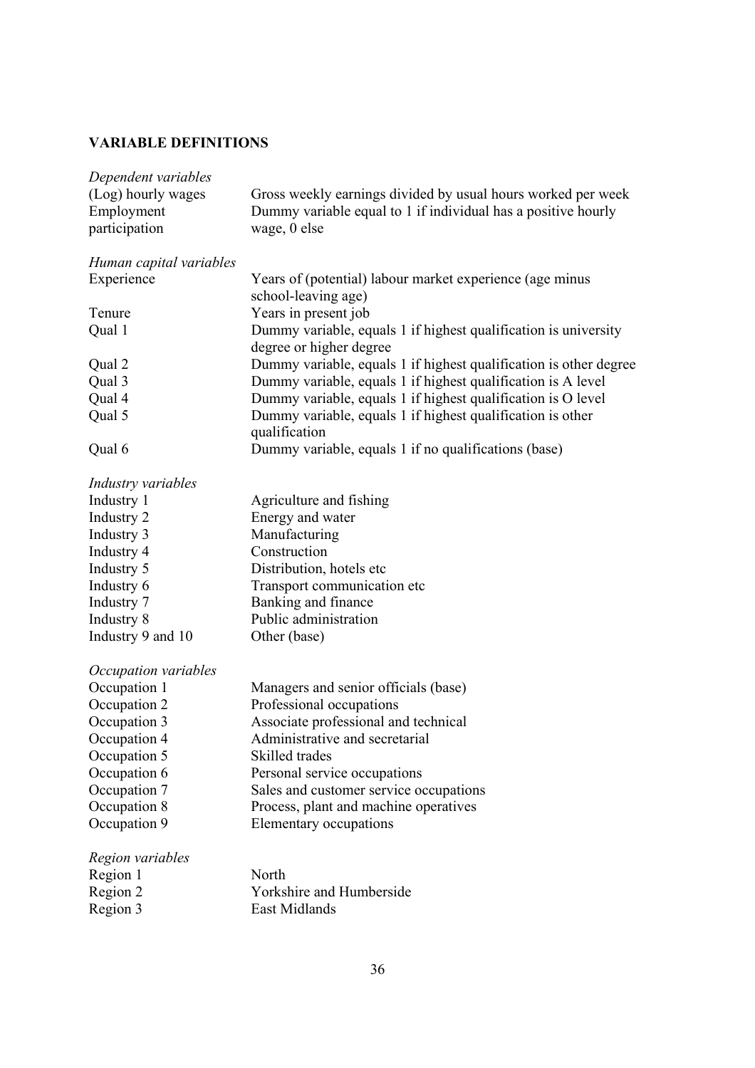**VARIABLE DEFINITIONS**

| | |
|---|---|
| *Dependent variables* | |
| (Log) hourly wages | Gross weekly earnings divided by usual hours worked per week |
| Employment participation | Dummy variable equal to 1 if individual has a positive hourly wage, 0 else |
| *Human capital variables* | |
| Experience | Years of (potential) labour market experience (age minus school-leaving age) |
| Tenure | Years in present job |
| Qual 1 | Dummy variable, equals 1 if highest qualification is university degree or higher degree |
| Qual 2 | Dummy variable, equals 1 if highest qualification is other degree |
| Qual 3 | Dummy variable, equals 1 if highest qualification is A level |
| Qual 4 | Dummy variable, equals 1 if highest qualification is O level |
| Qual 5 | Dummy variable, equals 1 if highest qualification is other qualification |
| Qual 6 | Dummy variable, equals 1 if no qualifications (base) |
| *Industry variables* | |
| Industry 1 | Agriculture and fishing |
| Industry 2 | Energy and water |
| Industry 3 | Manufacturing |
| Industry 4 | Construction |
| Industry 5 | Distribution, hotels etc |
| Industry 6 | Transport communication etc |
| Industry 7 | Banking and finance |
| Industry 8 | Public administration |
| Industry 9 and 10 | Other (base) |
| *Occupation variables* | |
| Occupation 1 | Managers and senior officials (base) |
| Occupation 2 | Professional occupations |
| Occupation 3 | Associate professional and technical |
| Occupation 4 | Administrative and secretarial |
| Occupation 5 | Skilled trades |
| Occupation 6 | Personal service occupations |
| Occupation 7 | Sales and customer service occupations |
| Occupation 8 | Process, plant and machine operatives |
| Occupation 9 | Elementary occupations |
| *Region variables* | |
| Region 1 | North |
| Region 2 | Yorkshire and Humberside |
| Region 3 | East Midlands |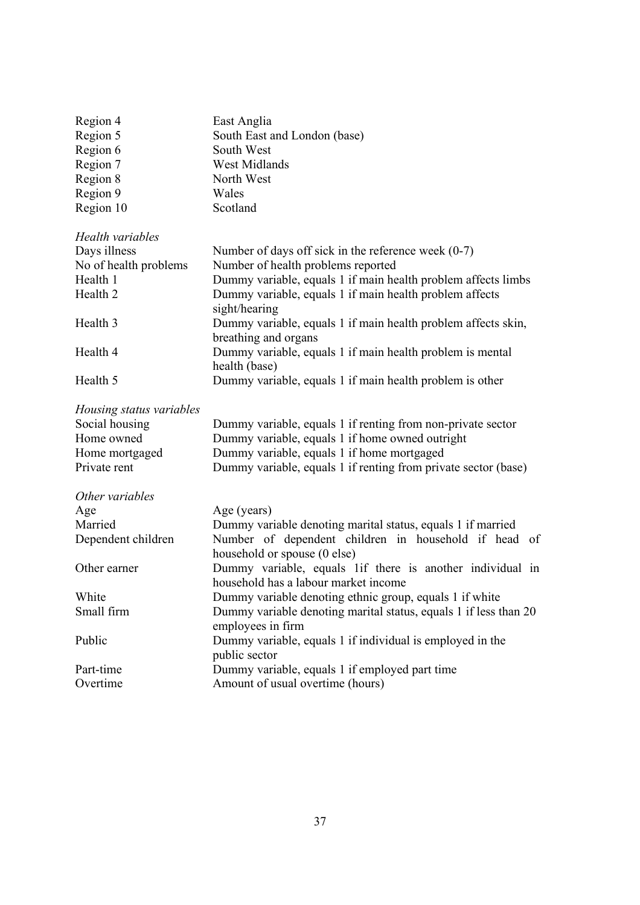| | |
|---|---|
| Region 4 | East Anglia |
| Region 5 | South East and London (base) |
| Region 6 | South West |
| Region 7 | West Midlands |
| Region 8 | North West |
| Region 9 | Wales |
| Region 10 | Scotland |
| *Health variables* | |
| Days illness | Number of days off sick in the reference week (0-7) |
| No of health problems | Number of health problems reported |
| Health 1 | Dummy variable, equals 1 if main health problem affects limbs |
| Health 2 | Dummy variable, equals 1 if main health problem affects sight/hearing |
| Health 3 | Dummy variable, equals 1 if main health problem affects skin, breathing and organs |
| Health 4 | Dummy variable, equals 1 if main health problem is mental health (base) |
| Health 5 | Dummy variable, equals 1 if main health problem is other |
| *Housing status variables* | |
| Social housing | Dummy variable, equals 1 if renting from non-private sector |
| Home owned | Dummy variable, equals 1 if home owned outright |
| Home mortgaged | Dummy variable, equals 1 if home mortgaged |
| Private rent | Dummy variable, equals 1 if renting from private sector (base) |
| *Other variables* | |
| Age | Age (years) |
| Married | Dummy variable denoting marital status, equals 1 if married |
| Dependent children | Number of dependent children in household if head of household or spouse (0 else) |
| Other earner | Dummy variable, equals 1if there is another individual in household has a labour market income |
| White | Dummy variable denoting ethnic group, equals 1 if white |
| Small firm | Dummy variable denoting marital status, equals 1 if less than 20 employees in firm |
| Public | Dummy variable, equals 1 if individual is employed in the public sector |
| Part-time | Dummy variable, equals 1 if employed part time |
| Overtime | Amount of usual overtime (hours) |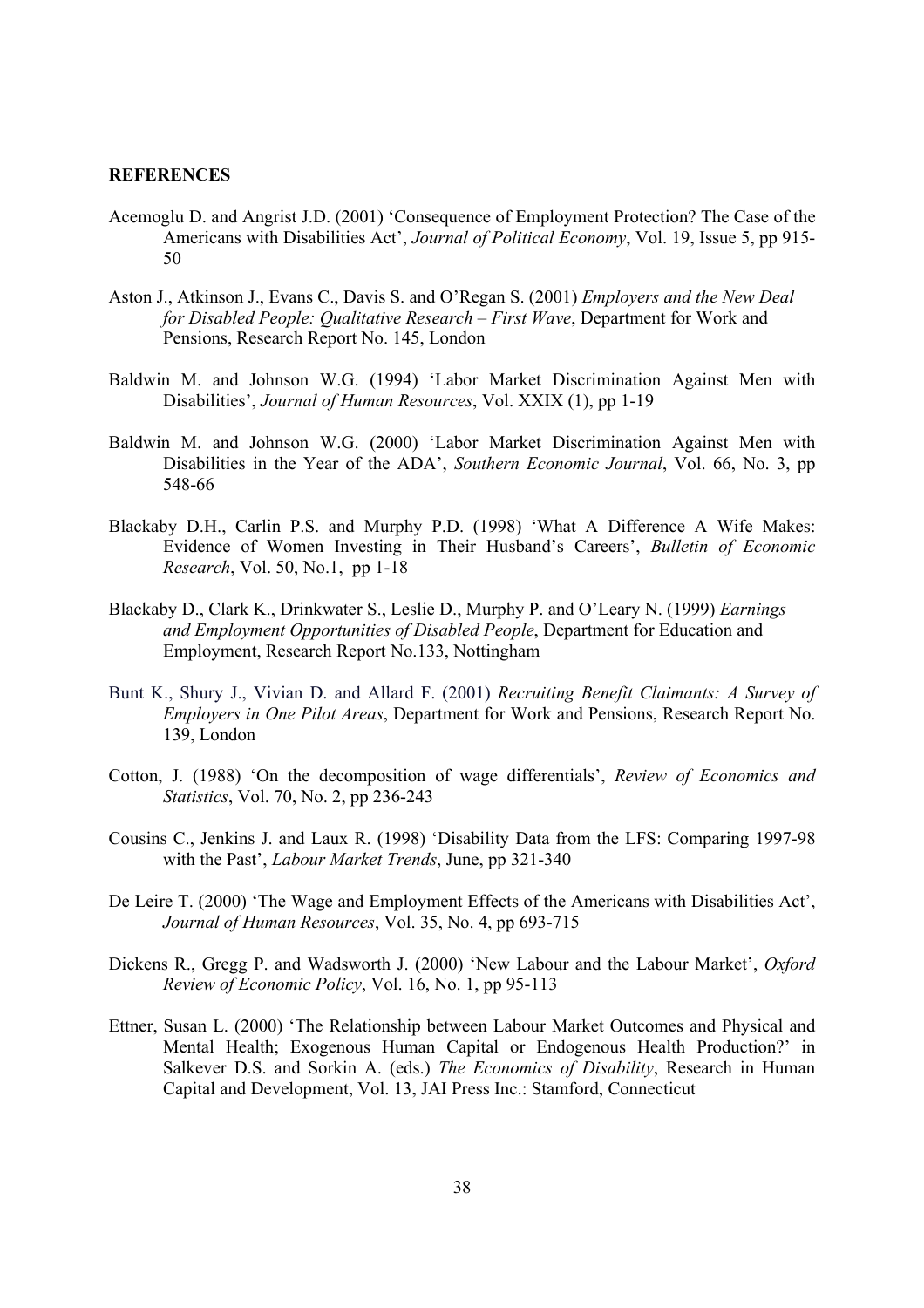**REFERENCES**

Acemoglu D. and Angrist J.D. (2001) 'Consequence of Employment Protection? The Case of the Americans with Disabilities Act', *Journal of Political Economy*, Vol. 19, Issue 5, pp 915-50

Aston J., Atkinson J., Evans C., Davis S. and O'Regan S. (2001) *Employers and the New Deal for Disabled People: Qualitative Research – First Wave*, Department for Work and Pensions, Research Report No. 145, London

Baldwin M. and Johnson W.G. (1994) 'Labor Market Discrimination Against Men with Disabilities', *Journal of Human Resources*, Vol. XXIX (1), pp 1-19

Baldwin M. and Johnson W.G. (2000) 'Labor Market Discrimination Against Men with Disabilities in the Year of the ADA', *Southern Economic Journal*, Vol. 66, No. 3, pp 548-66

Blackaby D.H., Carlin P.S. and Murphy P.D. (1998) 'What A Difference A Wife Makes: Evidence of Women Investing in Their Husband's Careers', *Bulletin of Economic Research*, Vol. 50, No.1, pp 1-18

Blackaby D., Clark K., Drinkwater S., Leslie D., Murphy P. and O'Leary N. (1999) *Earnings and Employment Opportunities of Disabled People*, Department for Education and Employment, Research Report No.133, Nottingham

Bunt K., Shury J., Vivian D. and Allard F. (2001) *Recruiting Benefit Claimants: A Survey of Employers in One Pilot Areas*, Department for Work and Pensions, Research Report No. 139, London

Cotton, J. (1988) 'On the decomposition of wage differentials', *Review of Economics and Statistics*, Vol. 70, No. 2, pp 236-243

Cousins C., Jenkins J. and Laux R. (1998) 'Disability Data from the LFS: Comparing 1997-98 with the Past', *Labour Market Trends*, June, pp 321-340

De Leire T. (2000) 'The Wage and Employment Effects of the Americans with Disabilities Act', *Journal of Human Resources*, Vol. 35, No. 4, pp 693-715

Dickens R., Gregg P. and Wadsworth J. (2000) 'New Labour and the Labour Market', *Oxford Review of Economic Policy*, Vol. 16, No. 1, pp 95-113

Ettner, Susan L. (2000) 'The Relationship between Labour Market Outcomes and Physical and Mental Health; Exogenous Human Capital or Endogenous Health Production?' in Salkever D.S. and Sorkin A. (eds.) *The Economics of Disability*, Research in Human Capital and Development, Vol. 13, JAI Press Inc.: Stamford, Connecticut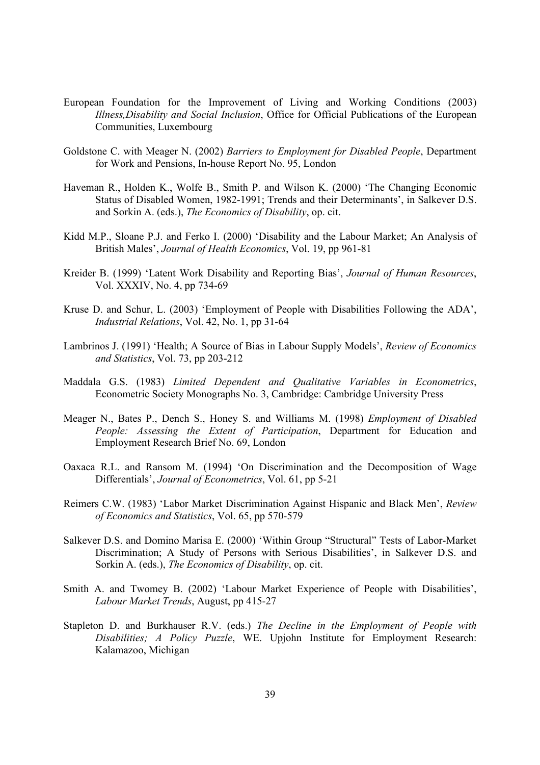European Foundation for the Improvement of Living and Working Conditions (2003) *Illness,Disability and Social Inclusion*, Office for Official Publications of the European Communities, Luxembourg

Goldstone C. with Meager N. (2002) *Barriers to Employment for Disabled People*, Department for Work and Pensions, In-house Report No. 95, London

Haveman R., Holden K., Wolfe B., Smith P. and Wilson K. (2000) 'The Changing Economic Status of Disabled Women, 1982-1991; Trends and their Determinants', in Salkever D.S. and Sorkin A. (eds.), *The Economics of Disability*, op. cit.

Kidd M.P., Sloane P.J. and Ferko I. (2000) 'Disability and the Labour Market; An Analysis of British Males', *Journal of Health Economics*, Vol. 19, pp 961-81

Kreider B. (1999) 'Latent Work Disability and Reporting Bias', *Journal of Human Resources*, Vol. XXXIV, No. 4, pp 734-69

Kruse D. and Schur, L. (2003) 'Employment of People with Disabilities Following the ADA', *Industrial Relations*, Vol. 42, No. 1, pp 31-64

Lambrinos J. (1991) 'Health; A Source of Bias in Labour Supply Models', *Review of Economics and Statistics*, Vol. 73, pp 203-212

Maddala G.S. (1983) *Limited Dependent and Qualitative Variables in Econometrics*, Econometric Society Monographs No. 3, Cambridge: Cambridge University Press

Meager N., Bates P., Dench S., Honey S. and Williams M. (1998) *Employment of Disabled People: Assessing the Extent of Participation*, Department for Education and Employment Research Brief No. 69, London

Oaxaca R.L. and Ransom M. (1994) 'On Discrimination and the Decomposition of Wage Differentials', *Journal of Econometrics*, Vol. 61, pp 5-21

Reimers C.W. (1983) 'Labor Market Discrimination Against Hispanic and Black Men', *Review of Economics and Statistics*, Vol. 65, pp 570-579

Salkever D.S. and Domino Marisa E. (2000) 'Within Group "Structural" Tests of Labor-Market Discrimination; A Study of Persons with Serious Disabilities', in Salkever D.S. and Sorkin A. (eds.), *The Economics of Disability*, op. cit.

Smith A. and Twomey B. (2002) 'Labour Market Experience of People with Disabilities', *Labour Market Trends*, August, pp 415-27

Stapleton D. and Burkhauser R.V. (eds.) *The Decline in the Employment of People with Disabilities; A Policy Puzzle*, WE. Upjohn Institute for Employment Research: Kalamazoo, Michigan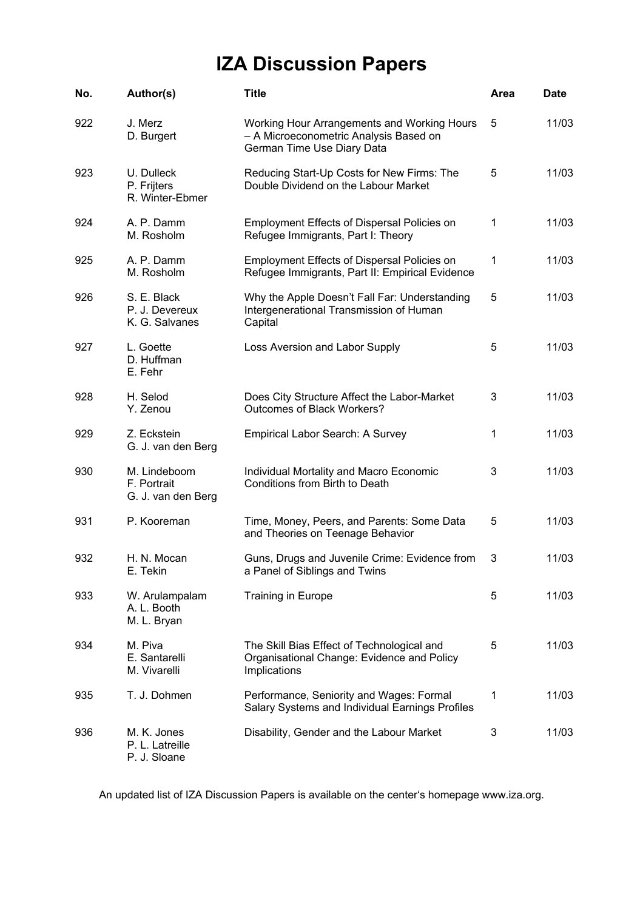# IZA Discussion Papers

| No. | Author(s) | Title | Area | Date |
|---|---|---|---|---|
| 922 | J. Merz<br>D. Burgert | Working Hour Arrangements and Working Hours – A Microeconometric Analysis Based on German Time Use Diary Data | 5 | 11/03 |
| 923 | U. Dulleck<br>P. Frijters<br>R. Winter-Ebmer | Reducing Start-Up Costs for New Firms: The Double Dividend on the Labour Market | 5 | 11/03 |
| 924 | A. P. Damm<br>M. Rosholm | Employment Effects of Dispersal Policies on Refugee Immigrants, Part I: Theory | 1 | 11/03 |
| 925 | A. P. Damm<br>M. Rosholm | Employment Effects of Dispersal Policies on Refugee Immigrants, Part II: Empirical Evidence | 1 | 11/03 |
| 926 | S. E. Black<br>P. J. Devereux<br>K. G. Salvanes | Why the Apple Doesn't Fall Far: Understanding Intergenerational Transmission of Human Capital | 5 | 11/03 |
| 927 | L. Goette<br>D. Huffman<br>E. Fehr | Loss Aversion and Labor Supply | 5 | 11/03 |
| 928 | H. Selod<br>Y. Zenou | Does City Structure Affect the Labor-Market Outcomes of Black Workers? | 3 | 11/03 |
| 929 | Z. Eckstein<br>G. J. van den Berg | Empirical Labor Search: A Survey | 1 | 11/03 |
| 930 | M. Lindeboom<br>F. Portrait<br>G. J. van den Berg | Individual Mortality and Macro Economic Conditions from Birth to Death | 3 | 11/03 |
| 931 | P. Kooreman | Time, Money, Peers, and Parents: Some Data and Theories on Teenage Behavior | 5 | 11/03 |
| 932 | H. N. Mocan<br>E. Tekin | Guns, Drugs and Juvenile Crime: Evidence from a Panel of Siblings and Twins | 3 | 11/03 |
| 933 | W. Arulampalam<br>A. L. Booth<br>M. L. Bryan | Training in Europe | 5 | 11/03 |
| 934 | M. Piva<br>E. Santarelli<br>M. Vivarelli | The Skill Bias Effect of Technological and Organisational Change: Evidence and Policy Implications | 5 | 11/03 |
| 935 | T. J. Dohmen | Performance, Seniority and Wages: Formal Salary Systems and Individual Earnings Profiles | 1 | 11/03 |
| 936 | M. K. Jones<br>P. L. Latreille<br>P. J. Sloane | Disability, Gender and the Labour Market | 3 | 11/03 |

An updated list of IZA Discussion Papers is available on the center's homepage www.iza.org.